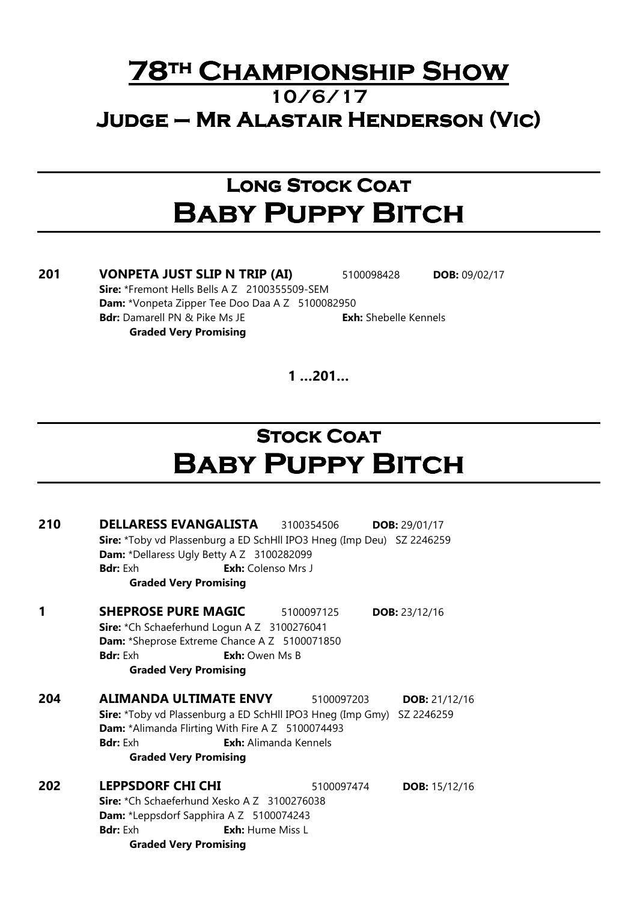# 78TH CHAMPIONSHIP SHOW
## 10/6/17
## JUDGE – MR ALASTAIR HENDERSON (VIC)

## LONG STOCK COAT
# BABY PUPPY BITCH

**201** **VONPETA JUST SLIP N TRIP (AI)** 5100098428 **DOB:** 09/02/17
**Sire:** *Fremont Hells Bells A Z 2100355509-SEM
**Dam:** *Vonpeta Zipper Tee Doo Daa A Z 5100082950
**Bdr:** Damarell PN & Pike Ms JE **Exh:** Shebelle Kennels
**Graded Very Promising**

**1 …201…**

## STOCK COAT
# BABY PUPPY BITCH

**210** **DELLARESS EVANGALISTA** 3100354506 **DOB:** 29/01/17
**Sire:** *Toby vd Plassenburg a ED SchHll IPO3 Hneg (Imp Deu) SZ 2246259
**Dam:** *Dellaress Ugly Betty A Z 3100282099
**Bdr:** Exh **Exh:** Colenso Mrs J
**Graded Very Promising**

**1** **SHEPROSE PURE MAGIC** 5100097125 **DOB:** 23/12/16
**Sire:** *Ch Schaeferhund Logun A Z 3100276041
**Dam:** *Sheprose Extreme Chance A Z 5100071850
**Bdr:** Exh **Exh:** Owen Ms B
**Graded Very Promising**

**204** **ALIMANDA ULTIMATE ENVY** 5100097203 **DOB:** 21/12/16
**Sire:** *Toby vd Plassenburg a ED SchHll IPO3 Hneg (Imp Gmy) SZ 2246259
**Dam:** *Alimanda Flirting With Fire A Z 5100074493
**Bdr:** Exh **Exh:** Alimanda Kennels
**Graded Very Promising**

**202** **LEPPSDORF CHI CHI** 5100097474 **DOB:** 15/12/16
**Sire:** *Ch Schaeferhund Xesko A Z 3100276038
**Dam:** *Leppsdorf Sapphira A Z 5100074243
**Bdr:** Exh **Exh:** Hume Miss L
**Graded Very Promising**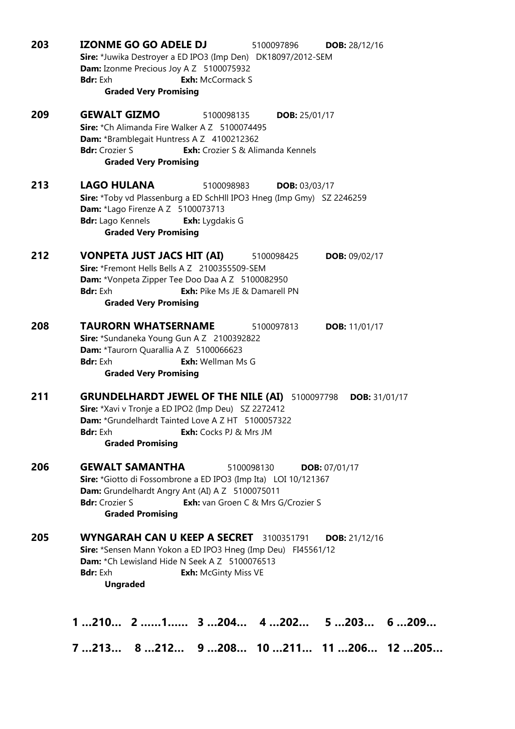**203** **IZONME GO GO ADELE DJ** 5100097896 **DOB:** 28/12/16
**Sire:** *Juwika Destroyer a ED IPO3 (Imp Den) DK18097/2012-SEM
**Dam:** Izonme Precious Joy A Z 5100075932
**Bdr:** Exh **Exh:** McCormack S
**Graded Very Promising**

**209** **GEWALT GIZMO** 5100098135 **DOB:** 25/01/17
**Sire:** *Ch Alimanda Fire Walker A Z 5100074495
**Dam:** *Bramblegait Huntress A Z 4100212362
**Bdr:** Crozier S **Exh:** Crozier S & Alimanda Kennels
**Graded Very Promising**

**213** **LAGO HULANA** 5100098983 **DOB:** 03/03/17
**Sire:** *Toby vd Plassenburg a ED SchHII IPO3 Hneg (Imp Gmy) SZ 2246259
**Dam:** *Lago Firenze A Z 5100073713
**Bdr:** Lago Kennels **Exh:** Lygdakis G
**Graded Very Promising**

**212** **VONPETA JUST JACS HIT (AI)** 5100098425 **DOB:** 09/02/17
**Sire:** *Fremont Hells Bells A Z 2100355509-SEM
**Dam:** *Vonpeta Zipper Tee Doo Daa A Z 5100082950
**Bdr:** Exh **Exh:** Pike Ms JE & Damarell PN
**Graded Very Promising**

**208** **TAURORN WHATSERNAME** 5100097813 **DOB:** 11/01/17
**Sire:** *Sundaneka Young Gun A Z 2100392822
**Dam:** *Taurorn Quarallia A Z 5100066623
**Bdr:** Exh **Exh:** Wellman Ms G
**Graded Very Promising**

**211** **GRUNDELHARDT JEWEL OF THE NILE (AI)** 5100097798 **DOB:** 31/01/17
**Sire:** *Xavi v Tronje a ED IPO2 (Imp Deu) SZ 2272412
**Dam:** *Grundelhardt Tainted Love A Z HT 5100057322
**Bdr:** Exh **Exh:** Cocks PJ & Mrs JM
**Graded Promising**

**206** **GEWALT SAMANTHA** 5100098130 **DOB:** 07/01/17
**Sire:** *Giotto di Fossombrone a ED IPO3 (Imp Ita) LOI 10/121367
**Dam:** Grundelhardt Angry Ant (AI) A Z 5100075011
**Bdr:** Crozier S **Exh:** van Groen C & Mrs G/Crozier S
**Graded Promising**

**205** **WYNGARAH CAN U KEEP A SECRET** 3100351791 **DOB:** 21/12/16
**Sire:** *Sensen Mann Yokon a ED IPO3 Hneg (Imp Deu) FI45561/12
**Dam:** *Ch Lewisland Hide N Seek A Z 5100076513
**Bdr:** Exh **Exh:** McGinty Miss VE
**Ungraded**

**1 ...210... 2 ......1...... 3 ...204... 4 ...202... 5 ...203... 6 ...209...**

**7 ...213... 8 ...212... 9 ...208... 10 ...211... 11 ...206... 12 ...205...**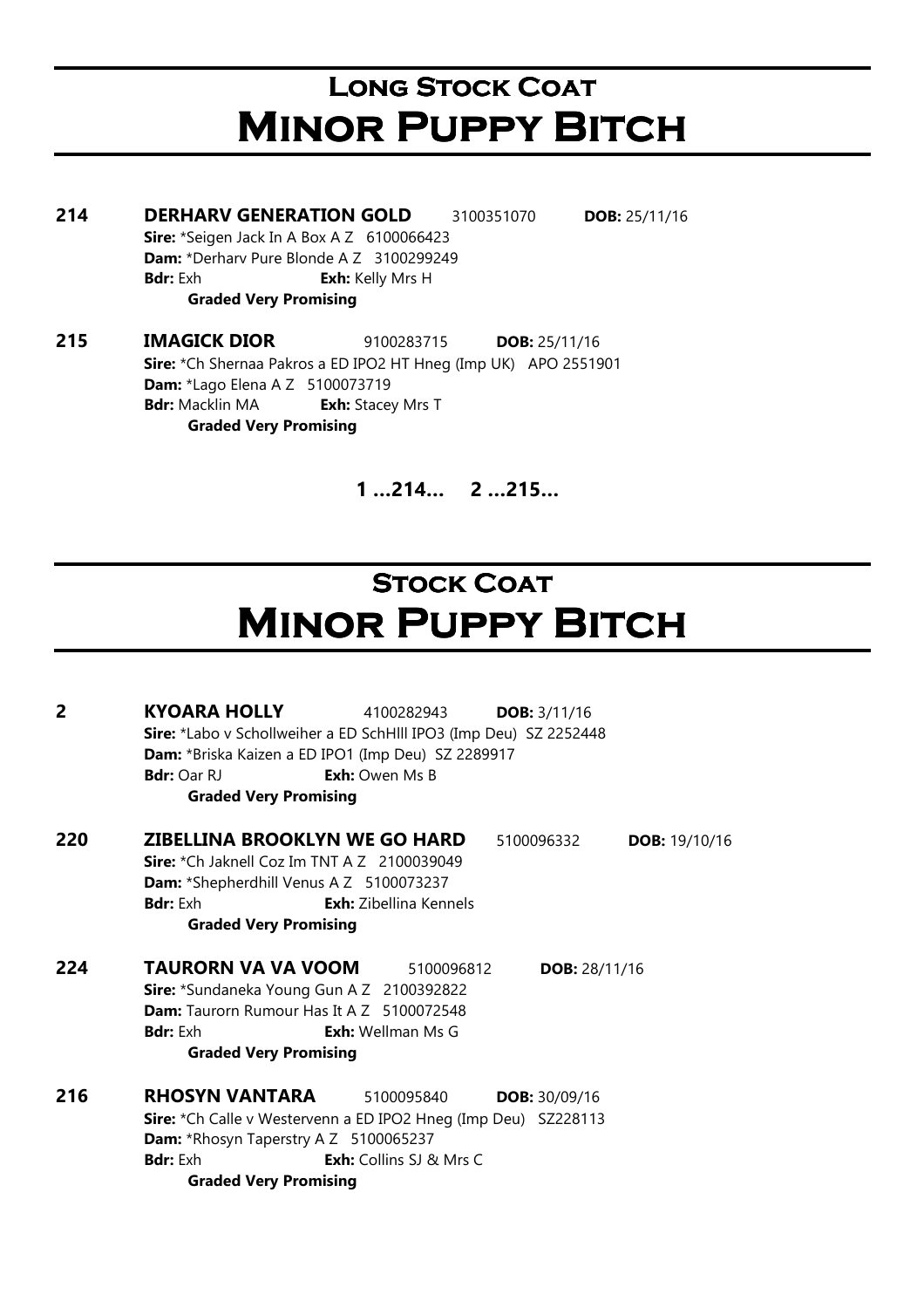# Long Stock Coat
# Minor Puppy Bitch

**214** **DERHARV GENERATION GOLD** 3100351070 **DOB:** 25/11/16
**Sire:** *Seigen Jack In A Box A Z 6100066423
**Dam:** *Derharv Pure Blonde A Z 3100299249
**Bdr:** Exh **Exh:** Kelly Mrs H
**Graded Very Promising**

**215** **IMAGICK DIOR** 9100283715 **DOB:** 25/11/16
**Sire:** *Ch Shernaa Pakros a ED IPO2 HT Hneg (Imp UK) APO 2551901
**Dam:** *Lago Elena A Z 5100073719
**Bdr:** Macklin MA **Exh:** Stacey Mrs T
**Graded Very Promising**

**1 ...214... 2 ...215...**

# Stock Coat
# Minor Puppy Bitch

**2** **KYOARA HOLLY** 4100282943 **DOB:** 3/11/16
**Sire:** *Labo v Schollweiher a ED SchHIII IPO3 (Imp Deu) SZ 2252448
**Dam:** *Briska Kaizen a ED IPO1 (Imp Deu) SZ 2289917
**Bdr:** Oar RJ **Exh:** Owen Ms B
**Graded Very Promising**

**220** **ZIBELLINA BROOKLYN WE GO HARD** 5100096332 **DOB:** 19/10/16
**Sire:** *Ch Jaknell Coz Im TNT A Z 2100039049
**Dam:** *Shepherdhill Venus A Z 5100073237
**Bdr:** Exh **Exh:** Zibellina Kennels
**Graded Very Promising**

**224** **TAURORN VA VA VOOM** 5100096812 **DOB:** 28/11/16
**Sire:** *Sundaneka Young Gun A Z 2100392822
**Dam:** Taurorn Rumour Has It A Z 5100072548
**Bdr:** Exh **Exh:** Wellman Ms G
**Graded Very Promising**

**216** **RHOSYN VANTARA** 5100095840 **DOB:** 30/09/16
**Sire:** *Ch Calle v Westervenn a ED IPO2 Hneg (Imp Deu) SZ228113
**Dam:** *Rhosyn Taperstry A Z 5100065237
**Bdr:** Exh **Exh:** Collins SJ & Mrs C
**Graded Very Promising**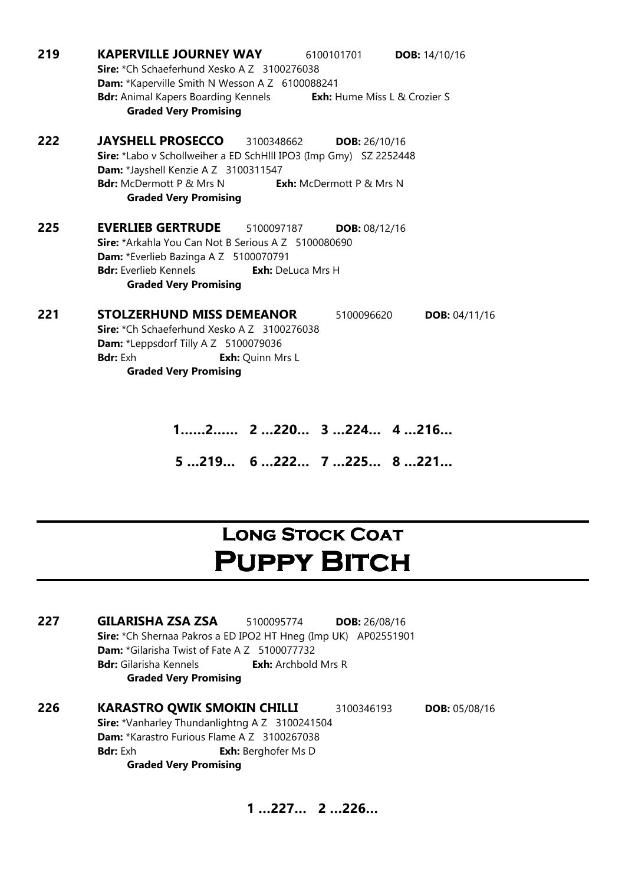**219** **KAPERVILLE JOURNEY WAY** 6100101701 **DOB:** 14/10/16
**Sire:** *Ch Schaeferhund Xesko A Z 3100276038
**Dam:** *Kaperville Smith N Wesson A Z 6100088241
**Bdr:** Animal Kapers Boarding Kennels **Exh:** Hume Miss L & Crozier S
**Graded Very Promising**

**222** **JAYSHELL PROSECCO** 3100348662 **DOB:** 26/10/16
**Sire:** *Labo v Schollweiher a ED SchHlll IPO3 (Imp Gmy) SZ 2252448
**Dam:** *Jayshell Kenzie A Z 3100311547
**Bdr:** McDermott P & Mrs N **Exh:** McDermott P & Mrs N
**Graded Very Promising**

**225** **EVERLIEB GERTRUDE** 5100097187 **DOB:** 08/12/16
**Sire:** *Arkahla You Can Not B Serious A Z 5100080690
**Dam:** *Everlieb Bazinga A Z 5100070791
**Bdr:** Everlieb Kennels **Exh:** DeLuca Mrs H
**Graded Very Promising**

**221** **STOLZERHUND MISS DEMEANOR** 5100096620 **DOB:** 04/11/16
**Sire:** *Ch Schaeferhund Xesko A Z 3100276038
**Dam:** *Leppsdorf Tilly A Z 5100079036
**Bdr:** Exh **Exh:** Quinn Mrs L
**Graded Very Promising**

**1......2...... 2 ...220... 3 ...224... 4 ...216...**

**5 ...219... 6 ...222... 7 ...225... 8 ...221...**

# Long Stock Coat
# Puppy Bitch

**227** **GILARISHA ZSA ZSA** 5100095774 **DOB:** 26/08/16
**Sire:** *Ch Shernaa Pakros a ED IPO2 HT Hneg (Imp UK) AP02551901
**Dam:** *Gilarisha Twist of Fate A Z 5100077732
**Bdr:** Gilarisha Kennels **Exh:** Archbold Mrs R
**Graded Very Promising**

**226** **KARASTRO QWIK SMOKIN CHILLI** 3100346193 **DOB:** 05/08/16
**Sire:** *Vanharley Thundanlightng A Z 3100241504
**Dam:** *Karastro Furious Flame A Z 3100267038
**Bdr:** Exh **Exh:** Berghofer Ms D
**Graded Very Promising**

**1 ...227... 2 ...226...**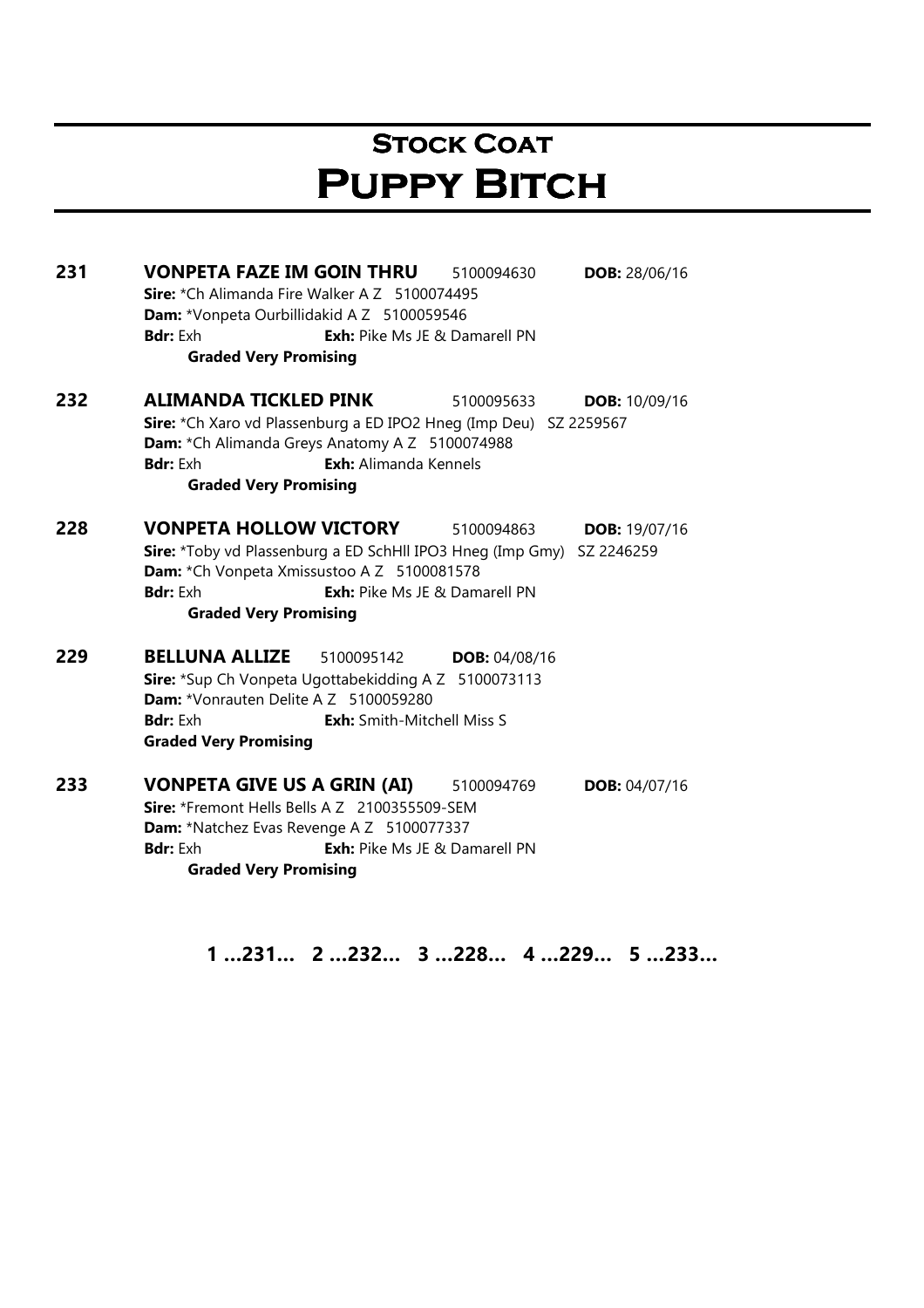# Stock Coat
# Puppy Bitch

**231** **VONPETA FAZE IM GOIN THRU** 5100094630 **DOB:** 28/06/16
**Sire:** *Ch Alimanda Fire Walker A Z 5100074495
**Dam:** *Vonpeta Ourbillidakid A Z 5100059546
**Bdr:** Exh **Exh:** Pike Ms JE & Damarell PN
**Graded Very Promising**

**232** **ALIMANDA TICKLED PINK** 5100095633 **DOB:** 10/09/16
**Sire:** *Ch Xaro vd Plassenburg a ED IPO2 Hneg (Imp Deu) SZ 2259567
**Dam:** *Ch Alimanda Greys Anatomy A Z 5100074988
**Bdr:** Exh **Exh:** Alimanda Kennels
**Graded Very Promising**

**228** **VONPETA HOLLOW VICTORY** 5100094863 **DOB:** 19/07/16
**Sire:** *Toby vd Plassenburg a ED SchHll IPO3 Hneg (Imp Gmy) SZ 2246259
**Dam:** *Ch Vonpeta Xmissustoo A Z 5100081578
**Bdr:** Exh **Exh:** Pike Ms JE & Damarell PN
**Graded Very Promising**

**229** **BELLUNA ALLIZE** 5100095142 **DOB:** 04/08/16
**Sire:** *Sup Ch Vonpeta Ugottabekidding A Z 5100073113
**Dam:** *Vonrauten Delite A Z 5100059280
**Bdr:** Exh **Exh:** Smith-Mitchell Miss S
**Graded Very Promising**

**233** **VONPETA GIVE US A GRIN (AI)** 5100094769 **DOB:** 04/07/16
**Sire:** *Fremont Hells Bells A Z 2100355509-SEM
**Dam:** *Natchez Evas Revenge A Z 5100077337
**Bdr:** Exh **Exh:** Pike Ms JE & Damarell PN
**Graded Very Promising**

**1 ...231... 2 ...232... 3 ...228... 4 ...229... 5 ...233...**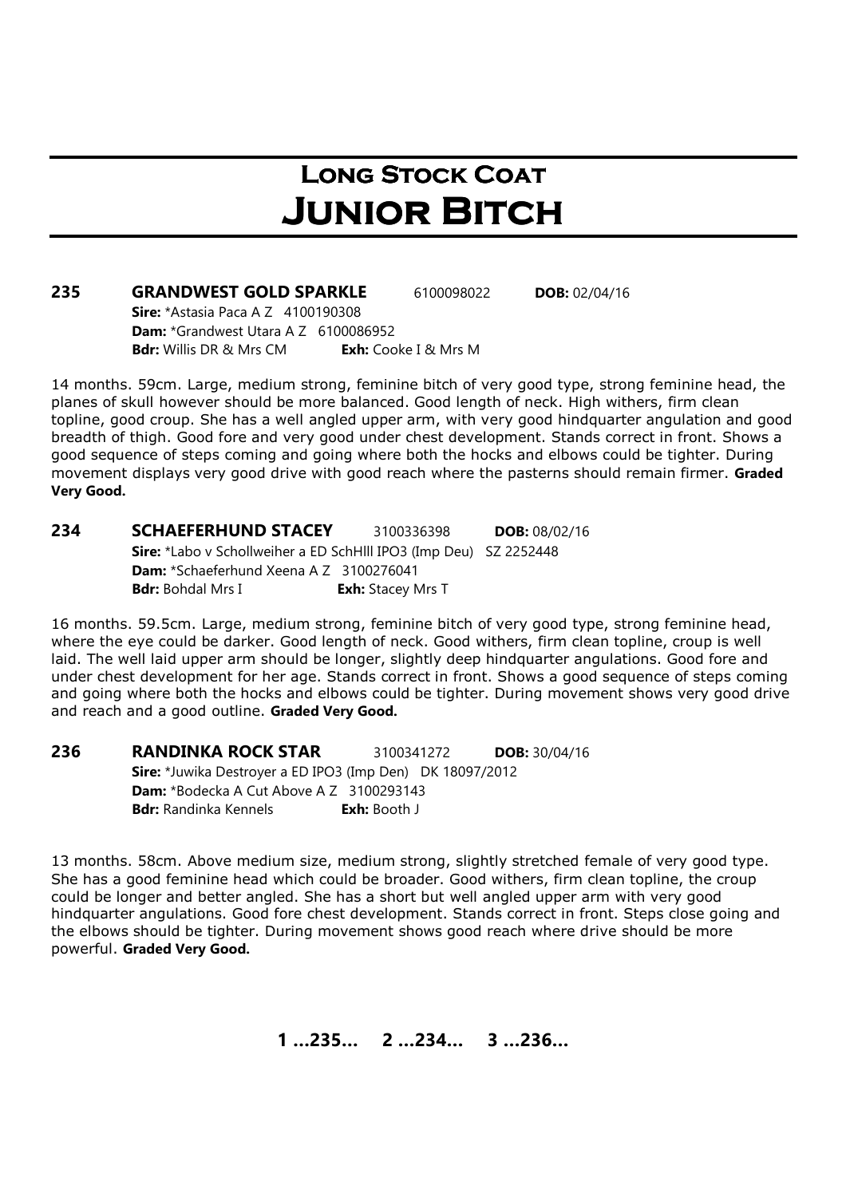# Long Stock Coat
# Junior Bitch

**235 GRANDWEST GOLD SPARKLE** 6100098022 **DOB:** 02/04/16
**Sire:** *Astasia Paca A Z 4100190308
**Dam:** *Grandwest Utara A Z 6100086952
**Bdr:** Willis DR & Mrs CM **Exh:** Cooke I & Mrs M

14 months. 59cm. Large, medium strong, feminine bitch of very good type, strong feminine head, the planes of skull however should be more balanced. Good length of neck. High withers, firm clean topline, good croup. She has a well angled upper arm, with very good hindquarter angulation and good breadth of thigh. Good fore and very good under chest development. Stands correct in front. Shows a good sequence of steps coming and going where both the hocks and elbows could be tighter. During movement displays very good drive with good reach where the pasterns should remain firmer. **Graded Very Good.**

**234 SCHAEFERHUND STACEY** 3100336398 **DOB:** 08/02/16
**Sire:** *Labo v Schollweiher a ED SchHlll IPO3 (Imp Deu) SZ 2252448
**Dam:** *Schaeferhund Xeena A Z 3100276041
**Bdr:** Bohdal Mrs I **Exh:** Stacey Mrs T

16 months. 59.5cm. Large, medium strong, feminine bitch of very good type, strong feminine head, where the eye could be darker. Good length of neck. Good withers, firm clean topline, croup is well laid. The well laid upper arm should be longer, slightly deep hindquarter angulations. Good fore and under chest development for her age. Stands correct in front. Shows a good sequence of steps coming and going where both the hocks and elbows could be tighter. During movement shows very good drive and reach and a good outline. **Graded Very Good.**

**236 RANDINKA ROCK STAR** 3100341272 **DOB:** 30/04/16
**Sire:** *Juwika Destroyer a ED IPO3 (Imp Den) DK 18097/2012
**Dam:** *Bodecka A Cut Above A Z 3100293143
**Bdr:** Randinka Kennels **Exh:** Booth J

13 months. 58cm. Above medium size, medium strong, slightly stretched female of very good type. She has a good feminine head which could be broader. Good withers, firm clean topline, the croup could be longer and better angled. She has a short but well angled upper arm with very good hindquarter angulations. Good fore chest development. Stands correct in front. Steps close going and the elbows should be tighter. During movement shows good reach where drive should be more powerful. **Graded Very Good.**

**1 ...235... 2 ...234... 3 ...236...**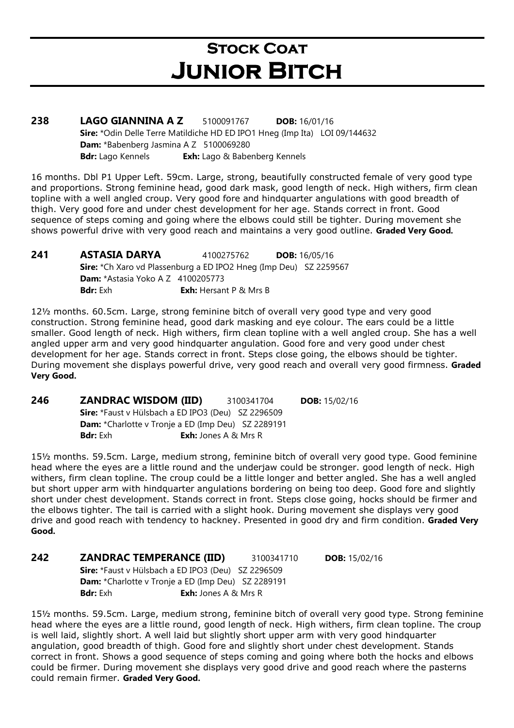# Stock Coat
# Junior Bitch

**238 LAGO GIANNINA A Z** 5100091767 **DOB:** 16/01/16
**Sire:** *Odin Delle Terre Matildiche HD ED IPO1 Hneg (Imp Ita) LOI 09/144632
**Dam:** *Babenberg Jasmina A Z 5100069280
**Bdr:** Lago Kennels **Exh:** Lago & Babenberg Kennels

16 months. Dbl P1 Upper Left. 59cm. Large, strong, beautifully constructed female of very good type and proportions. Strong feminine head, good dark mask, good length of neck. High withers, firm clean topline with a well angled croup. Very good fore and hindquarter angulations with good breadth of thigh. Very good fore and under chest development for her age. Stands correct in front. Good sequence of steps coming and going where the elbows could still be tighter. During movement she shows powerful drive with very good reach and maintains a very good outline. **Graded Very Good.**

**241 ASTASIA DARYA** 4100275762 **DOB:** 16/05/16
**Sire:** *Ch Xaro vd Plassenburg a ED IPO2 Hneg (Imp Deu) SZ 2259567
**Dam:** *Astasia Yoko A Z 4100205773
**Bdr:** Exh **Exh:** Hersant P & Mrs B

12½ months. 60.5cm. Large, strong feminine bitch of overall very good type and very good construction. Strong feminine head, good dark masking and eye colour. The ears could be a little smaller. Good length of neck. High withers, firm clean topline with a well angled croup. She has a well angled upper arm and very good hindquarter angulation. Good fore and very good under chest development for her age. Stands correct in front. Steps close going, the elbows should be tighter. During movement she displays powerful drive, very good reach and overall very good firmness. **Graded Very Good.**

**246 ZANDRAC WISDOM (IID)** 3100341704 **DOB:** 15/02/16
**Sire:** *Faust v Hülsbach a ED IPO3 (Deu) SZ 2296509
**Dam:** *Charlotte v Tronje a ED (Imp Deu) SZ 2289191
**Bdr:** Exh **Exh:** Jones A & Mrs R

15½ months. 59.5cm. Large, medium strong, feminine bitch of overall very good type. Good feminine head where the eyes are a little round and the underjaw could be stronger. good length of neck. High withers, firm clean topline. The croup could be a little longer and better angled. She has a well angled but short upper arm with hindquarter angulations bordering on being too deep. Good fore and slightly short under chest development. Stands correct in front. Steps close going, hocks should be firmer and the elbows tighter. The tail is carried with a slight hook. During movement she displays very good drive and good reach with tendency to hackney. Presented in good dry and firm condition. **Graded Very Good.**

**242 ZANDRAC TEMPERANCE (IID)** 3100341710 **DOB:** 15/02/16
**Sire:** *Faust v Hülsbach a ED IPO3 (Deu) SZ 2296509
**Dam:** *Charlotte v Tronje a ED (Imp Deu) SZ 2289191
**Bdr:** Exh **Exh:** Jones A & Mrs R

15½ months. 59.5cm. Large, medium strong, feminine bitch of overall very good type. Strong feminine head where the eyes are a little round, good length of neck. High withers, firm clean topline. The croup is well laid, slightly short. A well laid but slightly short upper arm with very good hindquarter angulation, good breadth of thigh. Good fore and slightly short under chest development. Stands correct in front. Shows a good sequence of steps coming and going where both the hocks and elbows could be firmer. During movement she displays very good drive and good reach where the pasterns could remain firmer. **Graded Very Good.**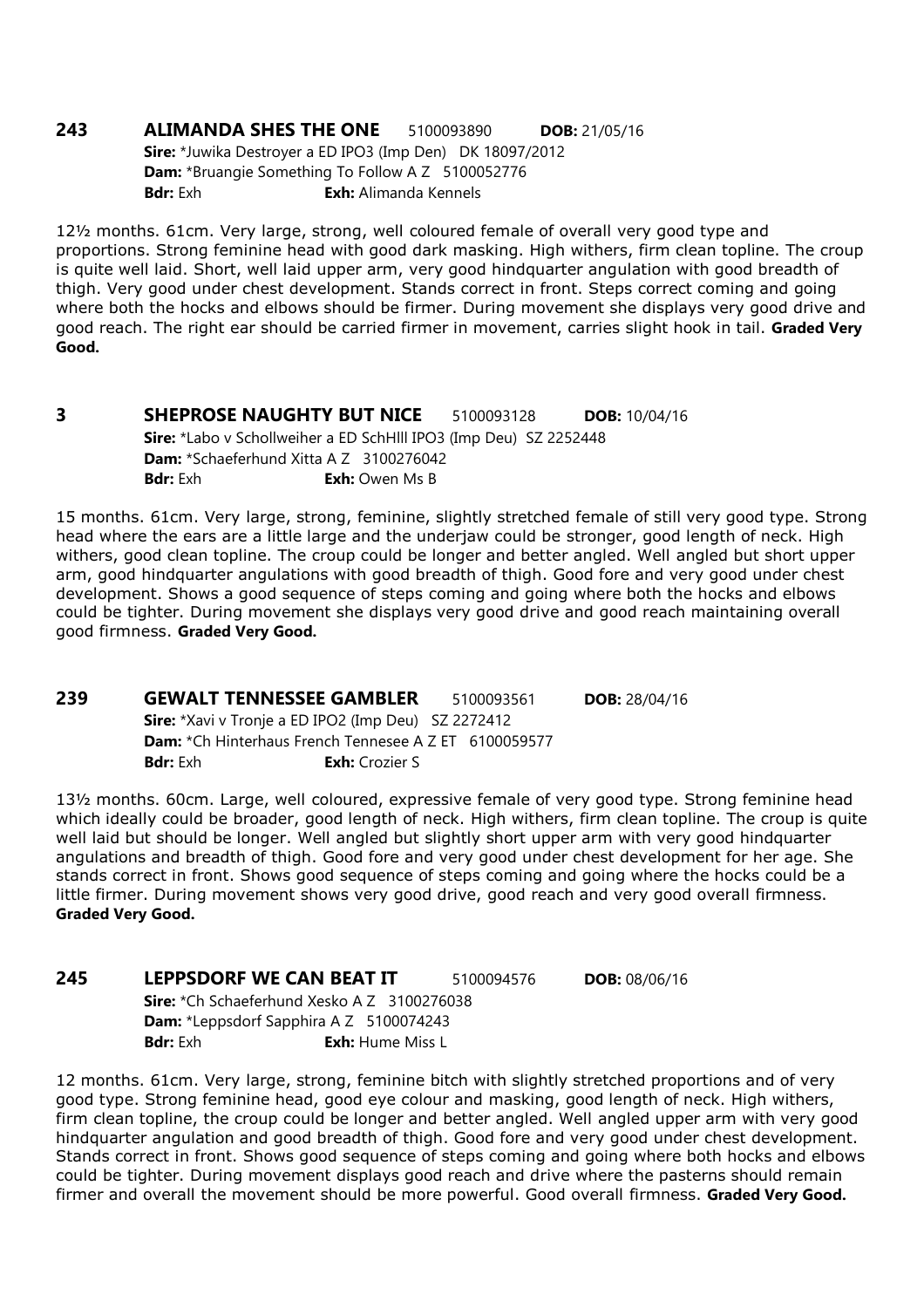**243 ALIMANDA SHES THE ONE** 5100093890 **DOB:** 21/05/16
**Sire:** *Juwika Destroyer a ED IPO3 (Imp Den) DK 18097/2012
**Dam:** *Bruangie Something To Follow A Z 5100052776
**Bdr:** Exh **Exh:** Alimanda Kennels

12½ months. 61cm. Very large, strong, well coloured female of overall very good type and proportions. Strong feminine head with good dark masking. High withers, firm clean topline. The croup is quite well laid. Short, well laid upper arm, very good hindquarter angulation with good breadth of thigh. Very good under chest development. Stands correct in front. Steps correct coming and going where both the hocks and elbows should be firmer. During movement she displays very good drive and good reach. The right ear should be carried firmer in movement, carries slight hook in tail. **Graded Very Good.**

**3 SHEPROSE NAUGHTY BUT NICE** 5100093128 **DOB:** 10/04/16
**Sire:** *Labo v Schollweiher a ED SchHlll IPO3 (Imp Deu) SZ 2252448
**Dam:** *Schaeferhund Xitta A Z 3100276042
**Bdr:** Exh **Exh:** Owen Ms B

15 months. 61cm. Very large, strong, feminine, slightly stretched female of still very good type. Strong head where the ears are a little large and the underjaw could be stronger, good length of neck. High withers, good clean topline. The croup could be longer and better angled. Well angled but short upper arm, good hindquarter angulations with good breadth of thigh. Good fore and very good under chest development. Shows a good sequence of steps coming and going where both the hocks and elbows could be tighter. During movement she displays very good drive and good reach maintaining overall good firmness. **Graded Very Good.**

**239 GEWALT TENNESSEE GAMBLER** 5100093561 **DOB:** 28/04/16
**Sire:** *Xavi v Tronje a ED IPO2 (Imp Deu) SZ 2272412
**Dam:** *Ch Hinterhaus French Tennesee A Z ET 6100059577
**Bdr:** Exh **Exh:** Crozier S

13½ months. 60cm. Large, well coloured, expressive female of very good type. Strong feminine head which ideally could be broader, good length of neck. High withers, firm clean topline. The croup is quite well laid but should be longer. Well angled but slightly short upper arm with very good hindquarter angulations and breadth of thigh. Good fore and very good under chest development for her age. She stands correct in front. Shows good sequence of steps coming and going where the hocks could be a little firmer. During movement shows very good drive, good reach and very good overall firmness. **Graded Very Good.**

**245 LEPPSDORF WE CAN BEAT IT** 5100094576 **DOB:** 08/06/16
**Sire:** *Ch Schaeferhund Xesko A Z 3100276038
**Dam:** *Leppsdorf Sapphira A Z 5100074243
**Bdr:** Exh **Exh:** Hume Miss L

12 months. 61cm. Very large, strong, feminine bitch with slightly stretched proportions and of very good type. Strong feminine head, good eye colour and masking, good length of neck. High withers, firm clean topline, the croup could be longer and better angled. Well angled upper arm with very good hindquarter angulation and good breadth of thigh. Good fore and very good under chest development. Stands correct in front. Shows good sequence of steps coming and going where both hocks and elbows could be tighter. During movement displays good reach and drive where the pasterns should remain firmer and overall the movement should be more powerful. Good overall firmness. **Graded Very Good.**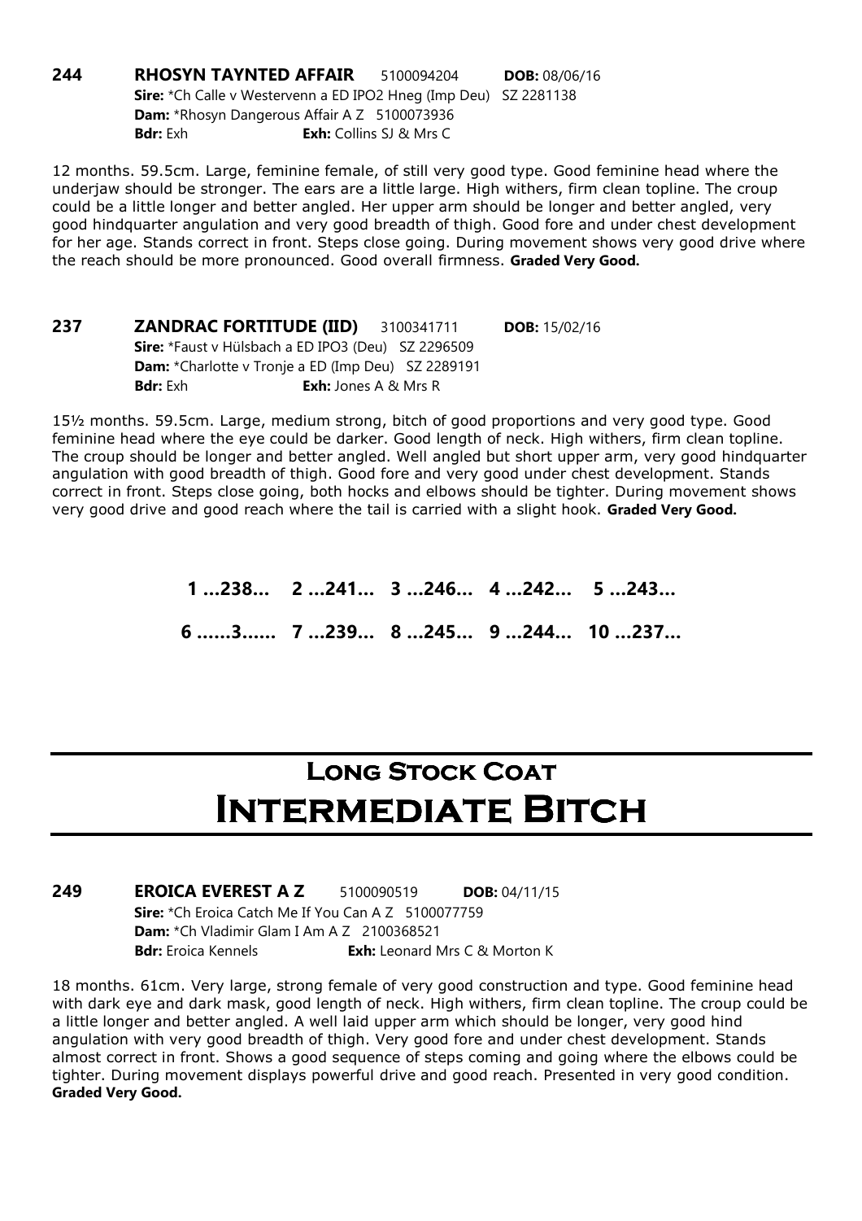**244 RHOSYN TAYNTED AFFAIR** 5100094204 **DOB:** 08/06/16
**Sire:** *Ch Calle v Westervenn a ED IPO2 Hneg (Imp Deu) SZ 2281138
**Dam:** *Rhosyn Dangerous Affair A Z 5100073936
**Bdr:** Exh **Exh:** Collins SJ & Mrs C

12 months. 59.5cm. Large, feminine female, of still very good type. Good feminine head where the underjaw should be stronger. The ears are a little large. High withers, firm clean topline. The croup could be a little longer and better angled. Her upper arm should be longer and better angled, very good hindquarter angulation and very good breadth of thigh. Good fore and under chest development for her age. Stands correct in front. Steps close going. During movement shows very good drive where the reach should be more pronounced. Good overall firmness. **Graded Very Good.**

**237 ZANDRAC FORTITUDE (IID)** 3100341711 **DOB:** 15/02/16
**Sire:** *Faust v Hülsbach a ED IPO3 (Deu) SZ 2296509
**Dam:** *Charlotte v Tronje a ED (Imp Deu) SZ 2289191
**Bdr:** Exh **Exh:** Jones A & Mrs R

15½ months. 59.5cm. Large, medium strong, bitch of good proportions and very good type. Good feminine head where the eye could be darker. Good length of neck. High withers, firm clean topline. The croup should be longer and better angled. Well angled but short upper arm, very good hindquarter angulation with good breadth of thigh. Good fore and very good under chest development. Stands correct in front. Steps close going, both hocks and elbows should be tighter. During movement shows very good drive and good reach where the tail is carried with a slight hook. **Graded Very Good.**

**1 ...238... 2 ...241... 3 ...246... 4 ...242... 5 ...243...**

**6 ......3...... 7 ...239... 8 ...245... 9 ...244... 10 ...237...**

# Long Stock Coat
# Intermediate Bitch

**249 EROICA EVEREST A Z** 5100090519 **DOB:** 04/11/15
**Sire:** *Ch Eroica Catch Me If You Can A Z 5100077759
**Dam:** *Ch Vladimir Glam I Am A Z 2100368521
**Bdr:** Eroica Kennels **Exh:** Leonard Mrs C & Morton K

18 months. 61cm. Very large, strong female of very good construction and type. Good feminine head with dark eye and dark mask, good length of neck. High withers, firm clean topline. The croup could be a little longer and better angled. A well laid upper arm which should be longer, very good hind angulation with very good breadth of thigh. Very good fore and under chest development. Stands almost correct in front. Shows a good sequence of steps coming and going where the elbows could be tighter. During movement displays powerful drive and good reach. Presented in very good condition. **Graded Very Good.**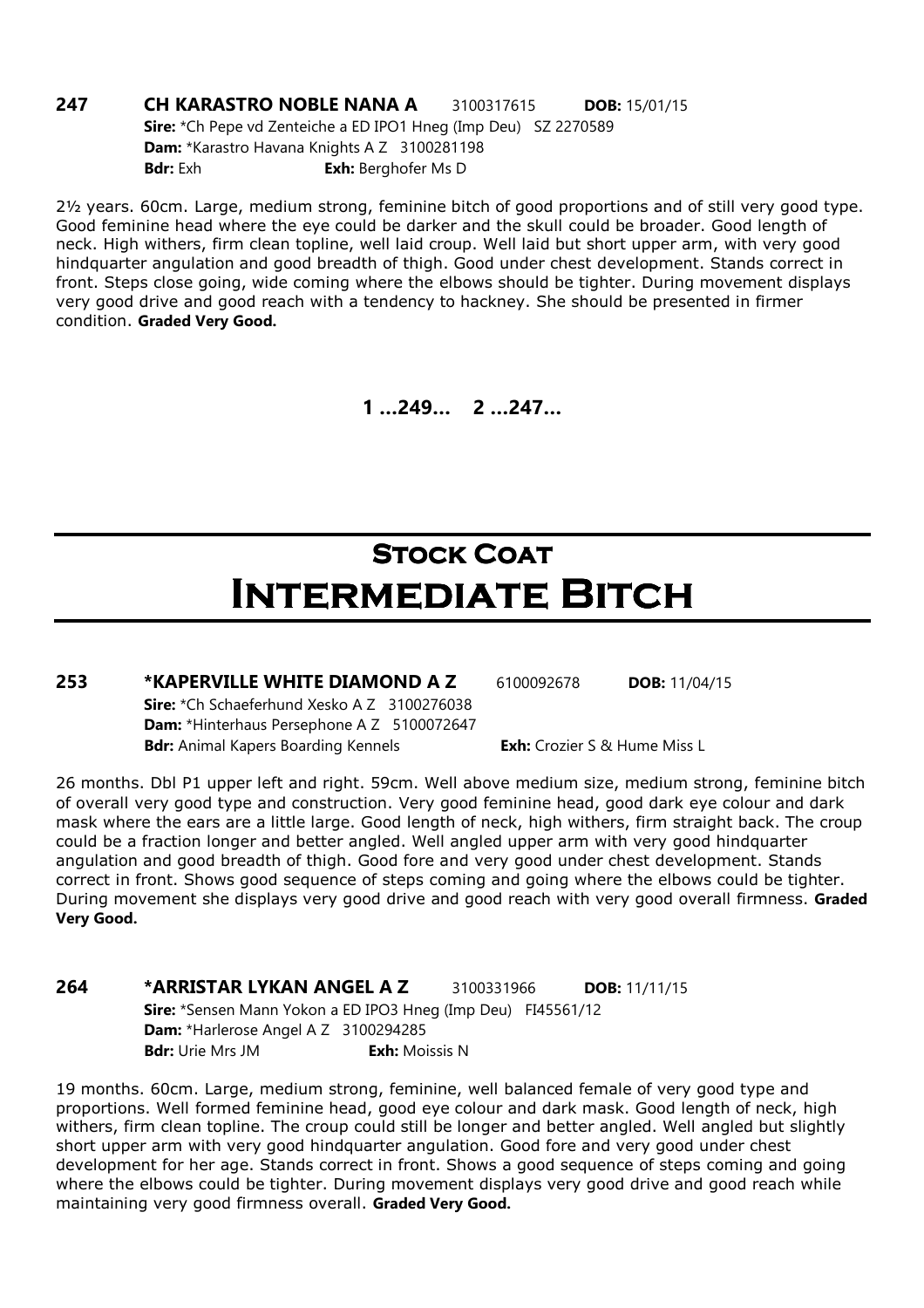**247 CH KARASTRO NOBLE NANA A** 3100317615 **DOB:** 15/01/15
**Sire:** *Ch Pepe vd Zenteiche a ED IPO1 Hneg (Imp Deu) SZ 2270589
**Dam:** *Karastro Havana Knights A Z 3100281198
**Bdr:** Exh **Exh:** Berghofer Ms D

2½ years. 60cm. Large, medium strong, feminine bitch of good proportions and of still very good type. Good feminine head where the eye could be darker and the skull could be broader. Good length of neck. High withers, firm clean topline, well laid croup. Well laid but short upper arm, with very good hindquarter angulation and good breadth of thigh. Good under chest development. Stands correct in front. Steps close going, wide coming where the elbows should be tighter. During movement displays very good drive and good reach with a tendency to hackney. She should be presented in firmer condition. **Graded Very Good.**

**1 ...249... 2 ...247...**

# Stock Coat
# Intermediate Bitch

**253 *KAPERVILLE WHITE DIAMOND A Z** 6100092678 **DOB:** 11/04/15
**Sire:** *Ch Schaeferhund Xesko A Z 3100276038
**Dam:** *Hinterhaus Persephone A Z 5100072647
**Bdr:** Animal Kapers Boarding Kennels **Exh:** Crozier S & Hume Miss L

26 months. Dbl P1 upper left and right. 59cm. Well above medium size, medium strong, feminine bitch of overall very good type and construction. Very good feminine head, good dark eye colour and dark mask where the ears are a little large. Good length of neck, high withers, firm straight back. The croup could be a fraction longer and better angled. Well angled upper arm with very good hindquarter angulation and good breadth of thigh. Good fore and very good under chest development. Stands correct in front. Shows good sequence of steps coming and going where the elbows could be tighter. During movement she displays very good drive and good reach with very good overall firmness. **Graded Very Good.**

**264 *ARRISTAR LYKAN ANGEL A Z** 3100331966 **DOB:** 11/11/15
**Sire:** *Sensen Mann Yokon a ED IPO3 Hneg (Imp Deu) FI45561/12
**Dam:** *Harlerose Angel A Z 3100294285
**Bdr:** Urie Mrs JM **Exh:** Moissis N

19 months. 60cm. Large, medium strong, feminine, well balanced female of very good type and proportions. Well formed feminine head, good eye colour and dark mask. Good length of neck, high withers, firm clean topline. The croup could still be longer and better angled. Well angled but slightly short upper arm with very good hindquarter angulation. Good fore and very good under chest development for her age. Stands correct in front. Shows a good sequence of steps coming and going where the elbows could be tighter. During movement displays very good drive and good reach while maintaining very good firmness overall. **Graded Very Good.**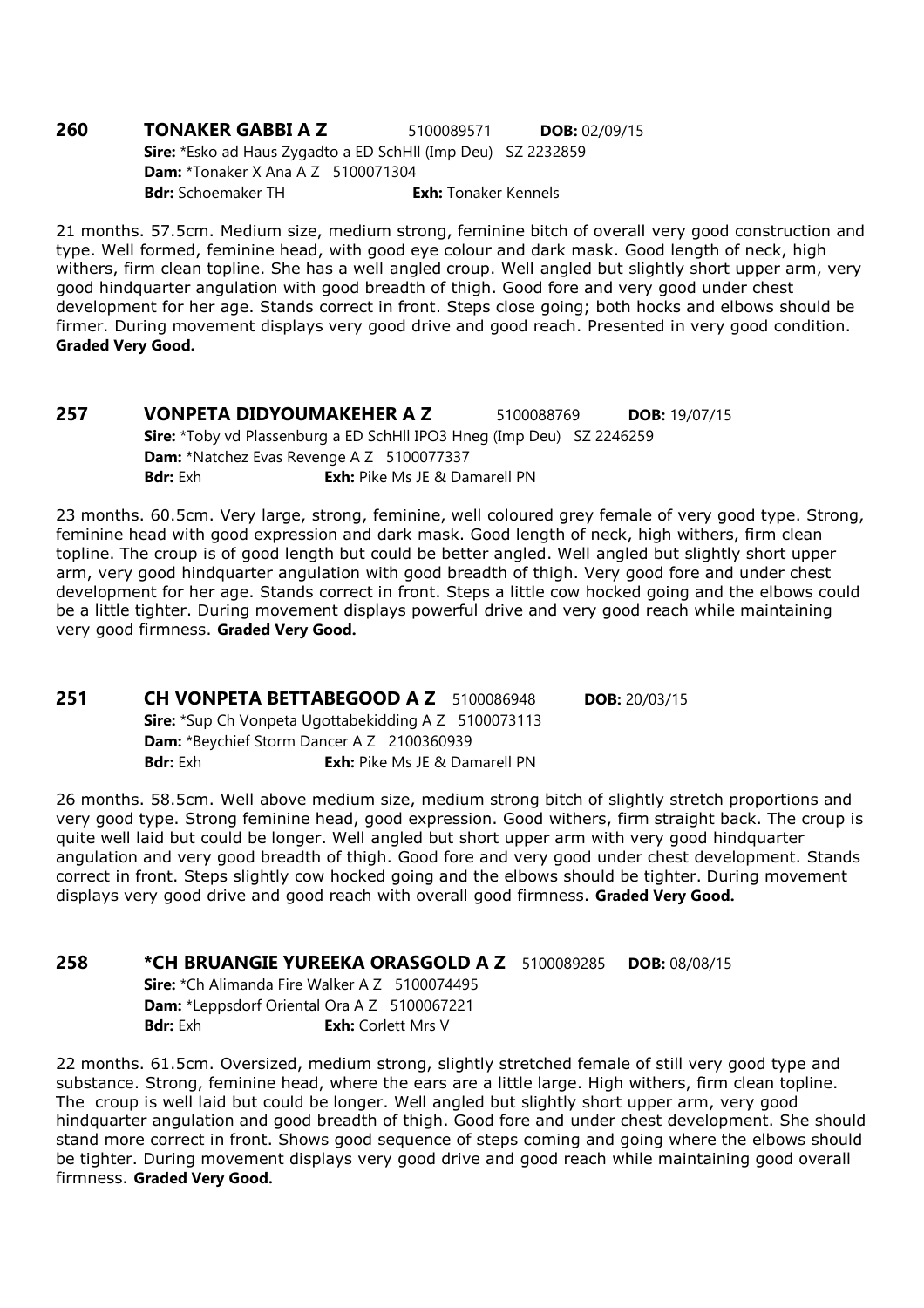**260 TONAKER GABBI A Z** 5100089571 **DOB:** 02/09/15
**Sire:** *Esko ad Haus Zygadto a ED SchHll (Imp Deu) SZ 2232859
**Dam:** *Tonaker X Ana A Z 5100071304
**Bdr:** Schoemaker TH **Exh:** Tonaker Kennels

21 months. 57.5cm. Medium size, medium strong, feminine bitch of overall very good construction and type. Well formed, feminine head, with good eye colour and dark mask. Good length of neck, high withers, firm clean topline. She has a well angled croup. Well angled but slightly short upper arm, very good hindquarter angulation with good breadth of thigh. Good fore and very good under chest development for her age. Stands correct in front. Steps close going; both hocks and elbows should be firmer. During movement displays very good drive and good reach. Presented in very good condition. **Graded Very Good.**

**257 VONPETA DIDYOUMAKEHER A Z** 5100088769 **DOB:** 19/07/15
**Sire:** *Toby vd Plassenburg a ED SchHll IPO3 Hneg (Imp Deu) SZ 2246259
**Dam:** *Natchez Evas Revenge A Z 5100077337
**Bdr:** Exh **Exh:** Pike Ms JE & Damarell PN

23 months. 60.5cm. Very large, strong, feminine, well coloured grey female of very good type. Strong, feminine head with good expression and dark mask. Good length of neck, high withers, firm clean topline. The croup is of good length but could be better angled. Well angled but slightly short upper arm, very good hindquarter angulation with good breadth of thigh. Very good fore and under chest development for her age. Stands correct in front. Steps a little cow hocked going and the elbows could be a little tighter. During movement displays powerful drive and very good reach while maintaining very good firmness. **Graded Very Good.**

**251 CH VONPETA BETTABEGOOD A Z** 5100086948 **DOB:** 20/03/15
**Sire:** *Sup Ch Vonpeta Ugottabekidding A Z 5100073113
**Dam:** *Beychief Storm Dancer A Z 2100360939
**Bdr:** Exh **Exh:** Pike Ms JE & Damarell PN

26 months. 58.5cm. Well above medium size, medium strong bitch of slightly stretch proportions and very good type. Strong feminine head, good expression. Good withers, firm straight back. The croup is quite well laid but could be longer. Well angled but short upper arm with very good hindquarter angulation and very good breadth of thigh. Good fore and very good under chest development. Stands correct in front. Steps slightly cow hocked going and the elbows should be tighter. During movement displays very good drive and good reach with overall good firmness. **Graded Very Good.**

**258 *CH BRUANGIE YUREEKA ORASGOLD A Z** 5100089285 **DOB:** 08/08/15
**Sire:** *Ch Alimanda Fire Walker A Z 5100074495
**Dam:** *Leppsdorf Oriental Ora A Z 5100067221
**Bdr:** Exh **Exh:** Corlett Mrs V

22 months. 61.5cm. Oversized, medium strong, slightly stretched female of still very good type and substance. Strong, feminine head, where the ears are a little large. High withers, firm clean topline. The croup is well laid but could be longer. Well angled but slightly short upper arm, very good hindquarter angulation and good breadth of thigh. Good fore and under chest development. She should stand more correct in front. Shows good sequence of steps coming and going where the elbows should be tighter. During movement displays very good drive and good reach while maintaining good overall firmness. **Graded Very Good.**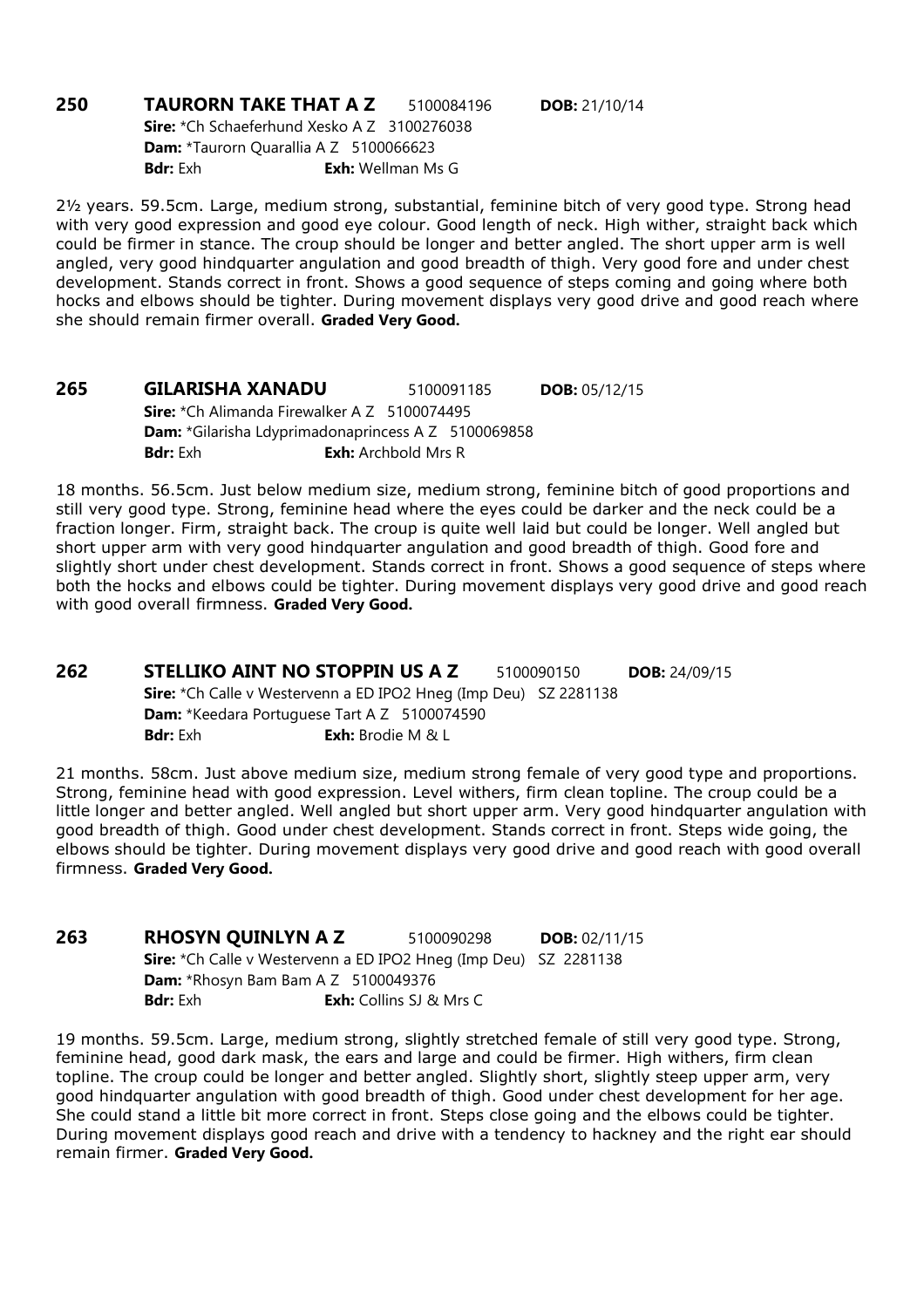**250 TAURORN TAKE THAT A Z** 5100084196 **DOB:** 21/10/14
**Sire:** *Ch Schaeferhund Xesko A Z 3100276038
**Dam:** *Taurorn Quarallia A Z 5100066623
**Bdr:** Exh **Exh:** Wellman Ms G

2½ years. 59.5cm. Large, medium strong, substantial, feminine bitch of very good type. Strong head with very good expression and good eye colour. Good length of neck. High wither, straight back which could be firmer in stance. The croup should be longer and better angled. The short upper arm is well angled, very good hindquarter angulation and good breadth of thigh. Very good fore and under chest development. Stands correct in front. Shows a good sequence of steps coming and going where both hocks and elbows should be tighter. During movement displays very good drive and good reach where she should remain firmer overall. **Graded Very Good.**

**265 GILARISHA XANADU** 5100091185 **DOB:** 05/12/15
**Sire:** *Ch Alimanda Firewalker A Z 5100074495
**Dam:** *Gilarisha Ldyprimadonaprincess A Z 5100069858
**Bdr:** Exh **Exh:** Archbold Mrs R

18 months. 56.5cm. Just below medium size, medium strong, feminine bitch of good proportions and still very good type. Strong, feminine head where the eyes could be darker and the neck could be a fraction longer. Firm, straight back. The croup is quite well laid but could be longer. Well angled but short upper arm with very good hindquarter angulation and good breadth of thigh. Good fore and slightly short under chest development. Stands correct in front. Shows a good sequence of steps where both the hocks and elbows could be tighter. During movement displays very good drive and good reach with good overall firmness. **Graded Very Good.**

**262 STELLIKO AINT NO STOPPIN US A Z** 5100090150 **DOB:** 24/09/15
**Sire:** *Ch Calle v Westervenn a ED IPO2 Hneg (Imp Deu) SZ 2281138
**Dam:** *Keedara Portuguese Tart A Z 5100074590
**Bdr:** Exh **Exh:** Brodie M & L

21 months. 58cm. Just above medium size, medium strong female of very good type and proportions. Strong, feminine head with good expression. Level withers, firm clean topline. The croup could be a little longer and better angled. Well angled but short upper arm. Very good hindquarter angulation with good breadth of thigh. Good under chest development. Stands correct in front. Steps wide going, the elbows should be tighter. During movement displays very good drive and good reach with good overall firmness. **Graded Very Good.**

**263 RHOSYN QUINLYN A Z** 5100090298 **DOB:** 02/11/15
**Sire:** *Ch Calle v Westervenn a ED IPO2 Hneg (Imp Deu) SZ 2281138
**Dam:** *Rhosyn Bam Bam A Z 5100049376
**Bdr:** Exh **Exh:** Collins SJ & Mrs C

19 months. 59.5cm. Large, medium strong, slightly stretched female of still very good type. Strong, feminine head, good dark mask, the ears and large and could be firmer. High withers, firm clean topline. The croup could be longer and better angled. Slightly short, slightly steep upper arm, very good hindquarter angulation with good breadth of thigh. Good under chest development for her age. She could stand a little bit more correct in front. Steps close going and the elbows could be tighter. During movement displays good reach and drive with a tendency to hackney and the right ear should remain firmer. **Graded Very Good.**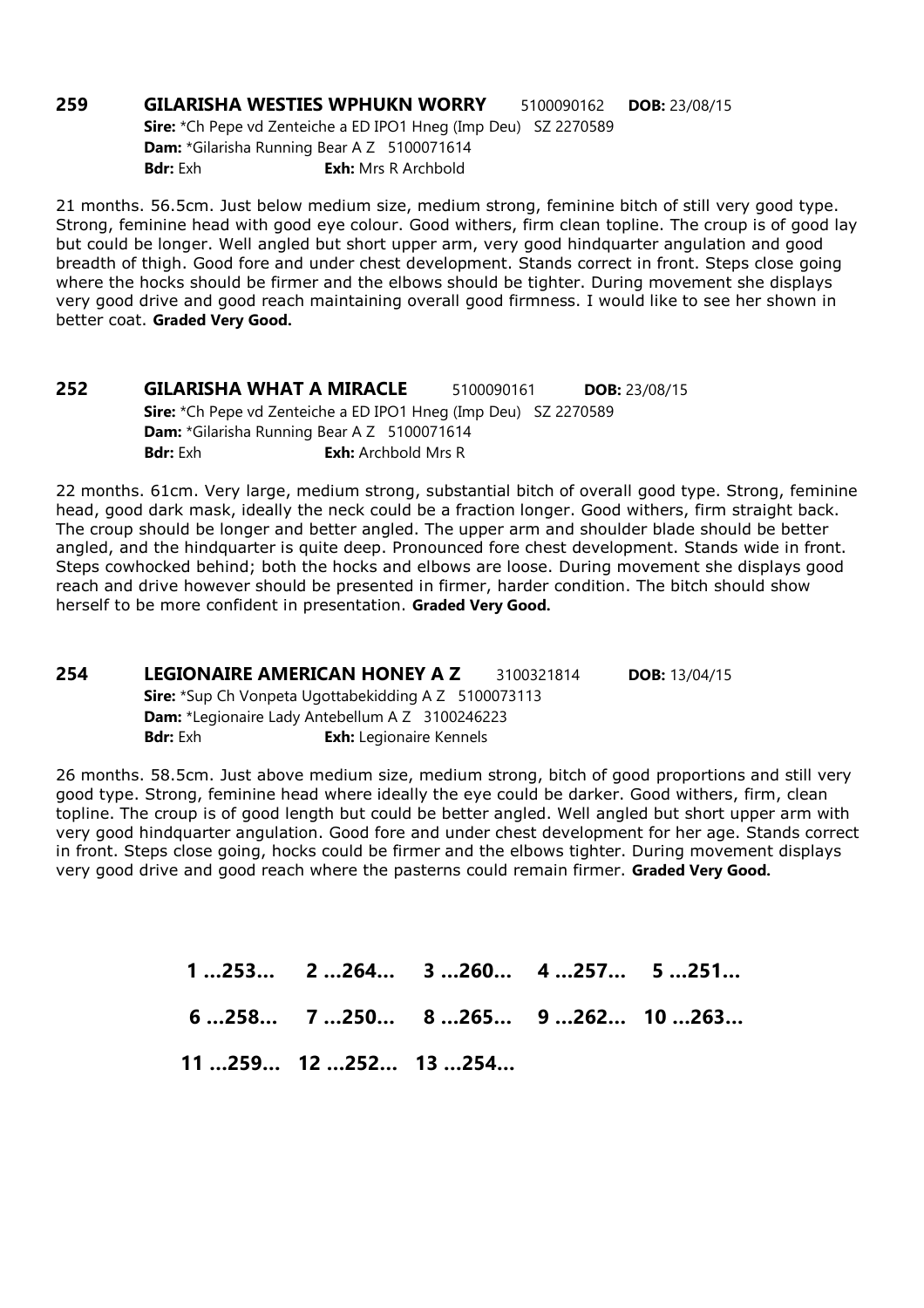**259 GILARISHA WESTIES WPHUKN WORRY** 5100090162 **DOB:** 23/08/15
**Sire:** *Ch Pepe vd Zenteiche a ED IPO1 Hneg (Imp Deu) SZ 2270589
**Dam:** *Gilarisha Running Bear A Z 5100071614
**Bdr:** Exh **Exh:** Mrs R Archbold

21 months. 56.5cm. Just below medium size, medium strong, feminine bitch of still very good type. Strong, feminine head with good eye colour. Good withers, firm clean topline. The croup is of good lay but could be longer. Well angled but short upper arm, very good hindquarter angulation and good breadth of thigh. Good fore and under chest development. Stands correct in front. Steps close going where the hocks should be firmer and the elbows should be tighter. During movement she displays very good drive and good reach maintaining overall good firmness. I would like to see her shown in better coat. **Graded Very Good.**

**252 GILARISHA WHAT A MIRACLE** 5100090161 **DOB:** 23/08/15
**Sire:** *Ch Pepe vd Zenteiche a ED IPO1 Hneg (Imp Deu) SZ 2270589
**Dam:** *Gilarisha Running Bear A Z 5100071614
**Bdr:** Exh **Exh:** Archbold Mrs R

22 months. 61cm. Very large, medium strong, substantial bitch of overall good type. Strong, feminine head, good dark mask, ideally the neck could be a fraction longer. Good withers, firm straight back. The croup should be longer and better angled. The upper arm and shoulder blade should be better angled, and the hindquarter is quite deep. Pronounced fore chest development. Stands wide in front. Steps cowhocked behind; both the hocks and elbows are loose. During movement she displays good reach and drive however should be presented in firmer, harder condition. The bitch should show herself to be more confident in presentation. **Graded Very Good.**

**254 LEGIONAIRE AMERICAN HONEY A Z** 3100321814 **DOB:** 13/04/15
**Sire:** *Sup Ch Vonpeta Ugottabekidding A Z 5100073113
**Dam:** *Legionaire Lady Antebellum A Z 3100246223
**Bdr:** Exh **Exh:** Legionaire Kennels

26 months. 58.5cm. Just above medium size, medium strong, bitch of good proportions and still very good type. Strong, feminine head where ideally the eye could be darker. Good withers, firm, clean topline. The croup is of good length but could be better angled. Well angled but short upper arm with very good hindquarter angulation. Good fore and under chest development for her age. Stands correct in front. Steps close going, hocks could be firmer and the elbows tighter. During movement displays very good drive and good reach where the pasterns could remain firmer. **Graded Very Good.**

**1 ...253... 2 ...264... 3 ...260... 4 ...257... 5 ...251...**
**6 ...258... 7 ...250... 8 ...265... 9 ...262... 10 ...263...**
**11 ...259... 12 ...252... 13 ...254...**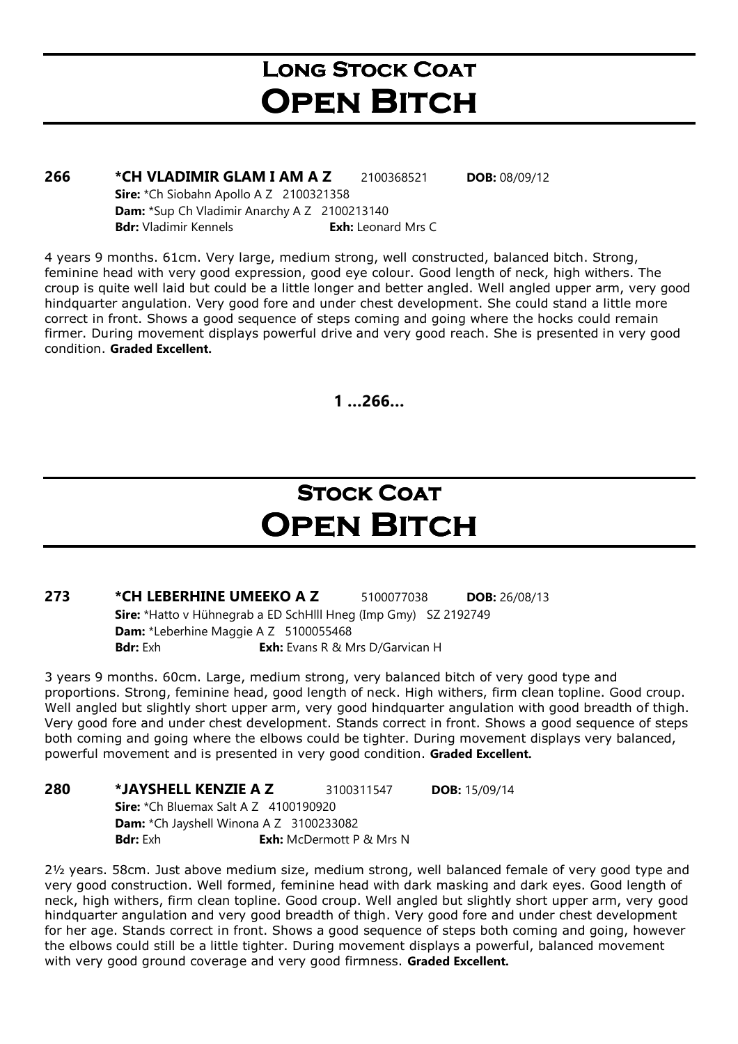# Long Stock Coat
# Open Bitch

**266 \*CH VLADIMIR GLAM I AM A Z** 2100368521 **DOB:** 08/09/12
**Sire:** *Ch Siobahn Apollo A Z 2100321358
**Dam:** *Sup Ch Vladimir Anarchy A Z 2100213140
**Bdr:** Vladimir Kennels **Exh:** Leonard Mrs C

4 years 9 months. 61cm. Very large, medium strong, well constructed, balanced bitch. Strong, feminine head with very good expression, good eye colour. Good length of neck, high withers. The croup is quite well laid but could be a little longer and better angled. Well angled upper arm, very good hindquarter angulation. Very good fore and under chest development. She could stand a little more correct in front. Shows a good sequence of steps coming and going where the hocks could remain firmer. During movement displays powerful drive and very good reach. She is presented in very good condition. **Graded Excellent.**

**1 ...266...**

# Stock Coat
# Open Bitch

**273 \*CH LEBERHINE UMEEKO A Z** 5100077038 **DOB:** 26/08/13
**Sire:** *Hatto v Hühnegrab a ED SchHlll Hneg (Imp Gmy) SZ 2192749
**Dam:** *Leberhine Maggie A Z 5100055468
**Bdr:** Exh **Exh:** Evans R & Mrs D/Garvican H

3 years 9 months. 60cm. Large, medium strong, very balanced bitch of very good type and proportions. Strong, feminine head, good length of neck. High withers, firm clean topline. Good croup. Well angled but slightly short upper arm, very good hindquarter angulation with good breadth of thigh. Very good fore and under chest development. Stands correct in front. Shows a good sequence of steps both coming and going where the elbows could be tighter. During movement displays very balanced, powerful movement and is presented in very good condition. **Graded Excellent.**

**280 \*JAYSHELL KENZIE A Z** 3100311547 **DOB:** 15/09/14
**Sire:** *Ch Bluemax Salt A Z 4100190920
**Dam:** *Ch Jayshell Winona A Z 3100233082
**Bdr:** Exh **Exh:** McDermott P & Mrs N

2½ years. 58cm. Just above medium size, medium strong, well balanced female of very good type and very good construction. Well formed, feminine head with dark masking and dark eyes. Good length of neck, high withers, firm clean topline. Good croup. Well angled but slightly short upper arm, very good hindquarter angulation and very good breadth of thigh. Very good fore and under chest development for her age. Stands correct in front. Shows a good sequence of steps both coming and going, however the elbows could still be a little tighter. During movement displays a powerful, balanced movement with very good ground coverage and very good firmness. **Graded Excellent.**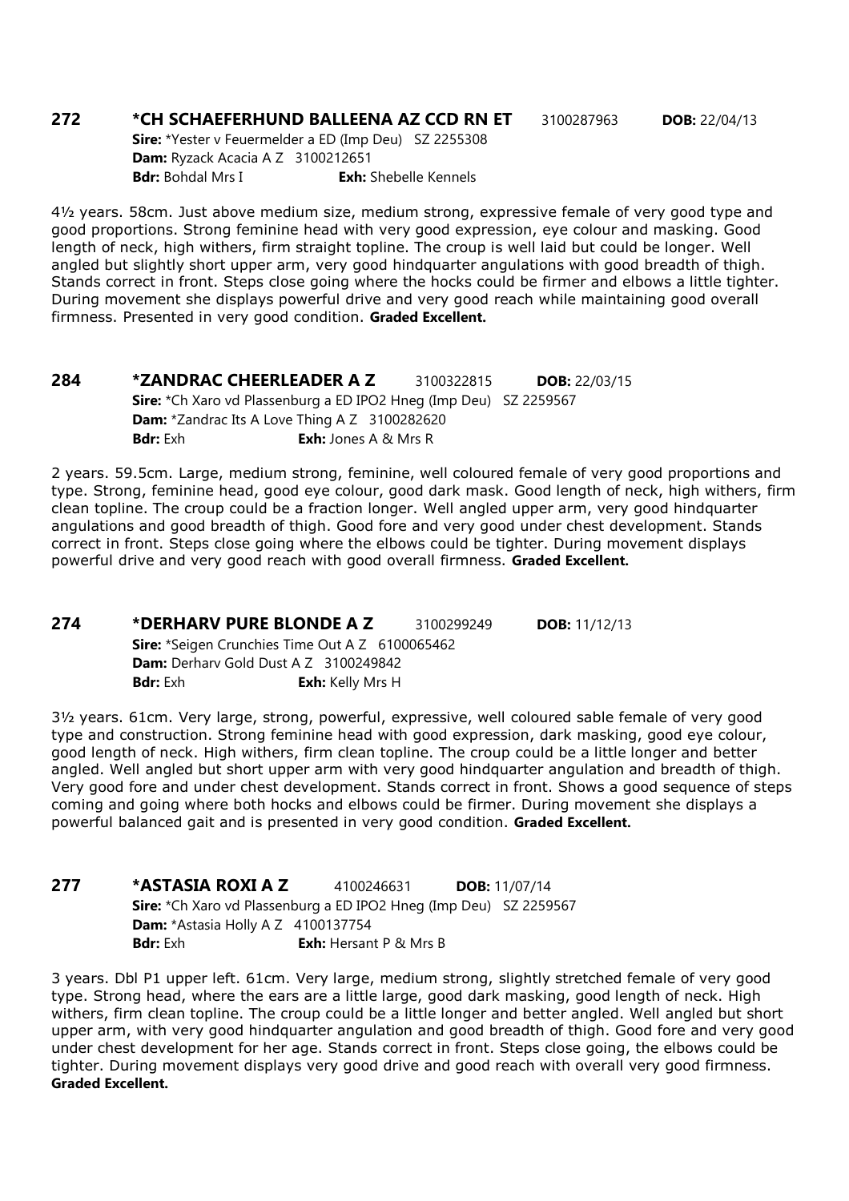**272 \*CH SCHAEFERHUND BALLEENA AZ CCD RN ET** 3100287963 **DOB:** 22/04/13
**Sire:** \*Yester v Feuermelder a ED (Imp Deu) SZ 2255308
**Dam:** Ryzack Acacia A Z 3100212651
**Bdr:** Bohdal Mrs I **Exh:** Shebelle Kennels

4½ years. 58cm. Just above medium size, medium strong, expressive female of very good type and good proportions. Strong feminine head with very good expression, eye colour and masking. Good length of neck, high withers, firm straight topline. The croup is well laid but could be longer. Well angled but slightly short upper arm, very good hindquarter angulations with good breadth of thigh. Stands correct in front. Steps close going where the hocks could be firmer and elbows a little tighter. During movement she displays powerful drive and very good reach while maintaining good overall firmness. Presented in very good condition. **Graded Excellent.**

**284 \*ZANDRAC CHEERLEADER A Z** 3100322815 **DOB:** 22/03/15
**Sire:** \*Ch Xaro vd Plassenburg a ED IPO2 Hneg (Imp Deu) SZ 2259567
**Dam:** \*Zandrac Its A Love Thing A Z 3100282620
**Bdr:** Exh **Exh:** Jones A & Mrs R

2 years. 59.5cm. Large, medium strong, feminine, well coloured female of very good proportions and type. Strong, feminine head, good eye colour, good dark mask. Good length of neck, high withers, firm clean topline. The croup could be a fraction longer. Well angled upper arm, very good hindquarter angulations and good breadth of thigh. Good fore and very good under chest development. Stands correct in front. Steps close going where the elbows could be tighter. During movement displays powerful drive and very good reach with good overall firmness. **Graded Excellent.**

**274 \*DERHARV PURE BLONDE A Z** 3100299249 **DOB:** 11/12/13
**Sire:** \*Seigen Crunchies Time Out A Z 6100065462
**Dam:** Derharv Gold Dust A Z 3100249842
**Bdr:** Exh **Exh:** Kelly Mrs H

3½ years. 61cm. Very large, strong, powerful, expressive, well coloured sable female of very good type and construction. Strong feminine head with good expression, dark masking, good eye colour, good length of neck. High withers, firm clean topline. The croup could be a little longer and better angled. Well angled but short upper arm with very good hindquarter angulation and breadth of thigh. Very good fore and under chest development. Stands correct in front. Shows a good sequence of steps coming and going where both hocks and elbows could be firmer. During movement she displays a powerful balanced gait and is presented in very good condition. **Graded Excellent.**

**277 \*ASTASIA ROXI A Z** 4100246631 **DOB:** 11/07/14
**Sire:** \*Ch Xaro vd Plassenburg a ED IPO2 Hneg (Imp Deu) SZ 2259567
**Dam:** \*Astasia Holly A Z 4100137754
**Bdr:** Exh **Exh:** Hersant P & Mrs B

3 years. Dbl P1 upper left. 61cm. Very large, medium strong, slightly stretched female of very good type. Strong head, where the ears are a little large, good dark masking, good length of neck. High withers, firm clean topline. The croup could be a little longer and better angled. Well angled but short upper arm, with very good hindquarter angulation and good breadth of thigh. Good fore and very good under chest development for her age. Stands correct in front. Steps close going, the elbows could be tighter. During movement displays very good drive and good reach with overall very good firmness. **Graded Excellent.**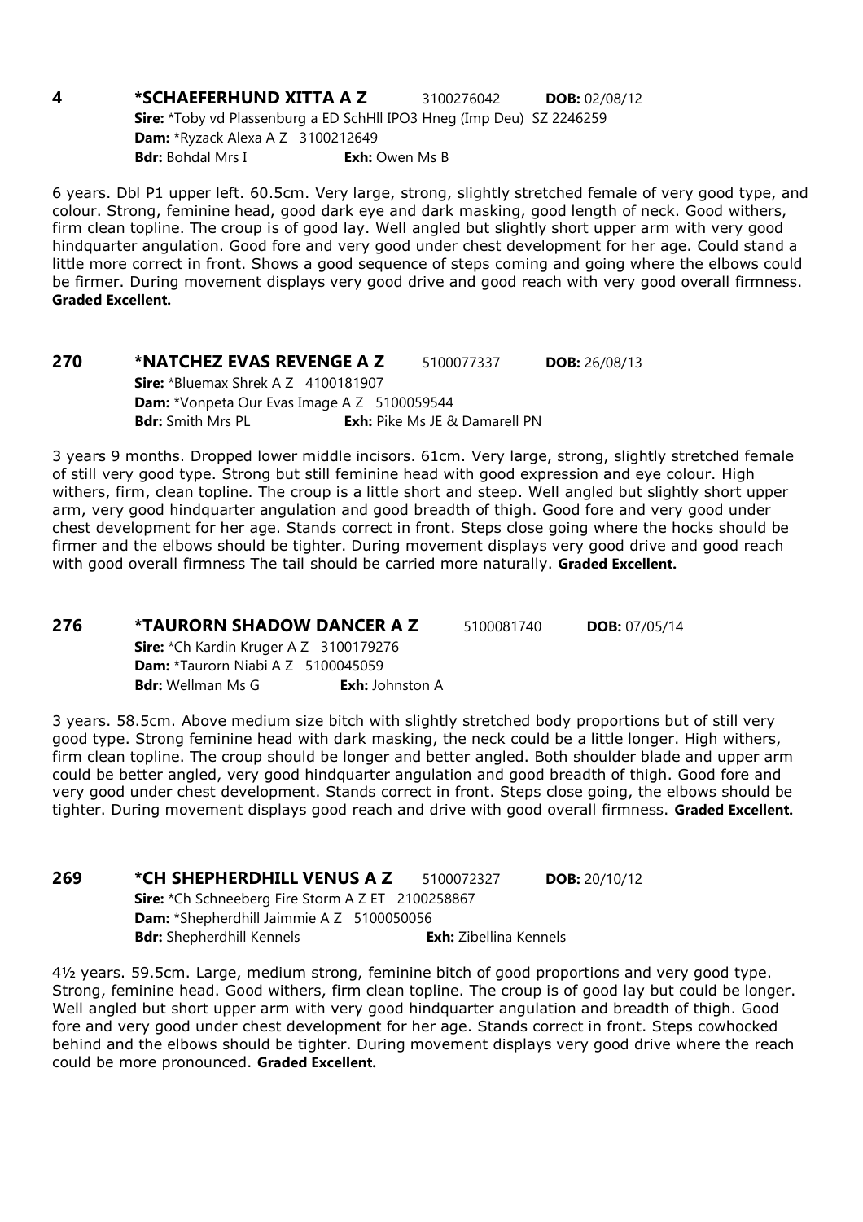**4 \*SCHAEFERHUND XITTA A Z** 3100276042 **DOB:** 02/08/12
**Sire:** \*Toby vd Plassenburg a ED SchHll IPO3 Hneg (Imp Deu) SZ 2246259
**Dam:** \*Ryzack Alexa A Z 3100212649
**Bdr:** Bohdal Mrs I **Exh:** Owen Ms B

6 years. Dbl P1 upper left. 60.5cm. Very large, strong, slightly stretched female of very good type, and colour. Strong, feminine head, good dark eye and dark masking, good length of neck. Good withers, firm clean topline. The croup is of good lay. Well angled but slightly short upper arm with very good hindquarter angulation. Good fore and very good under chest development for her age. Could stand a little more correct in front. Shows a good sequence of steps coming and going where the elbows could be firmer. During movement displays very good drive and good reach with very good overall firmness. **Graded Excellent.**

**270 \*NATCHEZ EVAS REVENGE A Z** 5100077337 **DOB:** 26/08/13
**Sire:** \*Bluemax Shrek A Z 4100181907
**Dam:** \*Vonpeta Our Evas Image A Z 5100059544
**Bdr:** Smith Mrs PL **Exh:** Pike Ms JE & Damarell PN

3 years 9 months. Dropped lower middle incisors. 61cm. Very large, strong, slightly stretched female of still very good type. Strong but still feminine head with good expression and eye colour. High withers, firm, clean topline. The croup is a little short and steep. Well angled but slightly short upper arm, very good hindquarter angulation and good breadth of thigh. Good fore and very good under chest development for her age. Stands correct in front. Steps close going where the hocks should be firmer and the elbows should be tighter. During movement displays very good drive and good reach with good overall firmness The tail should be carried more naturally. **Graded Excellent.**

**276 \*TAURORN SHADOW DANCER A Z** 5100081740 **DOB:** 07/05/14
**Sire:** \*Ch Kardin Kruger A Z 3100179276
**Dam:** \*Taurorn Niabi A Z 5100045059
**Bdr:** Wellman Ms G **Exh:** Johnston A

3 years. 58.5cm. Above medium size bitch with slightly stretched body proportions but of still very good type. Strong feminine head with dark masking, the neck could be a little longer. High withers, firm clean topline. The croup should be longer and better angled. Both shoulder blade and upper arm could be better angled, very good hindquarter angulation and good breadth of thigh. Good fore and very good under chest development. Stands correct in front. Steps close going, the elbows should be tighter. During movement displays good reach and drive with good overall firmness. **Graded Excellent.**

**269 \*CH SHEPHERDHILL VENUS A Z** 5100072327 **DOB:** 20/10/12
**Sire:** \*Ch Schneeberg Fire Storm A Z ET 2100258867
**Dam:** \*Shepherdhill Jaimmie A Z 5100050056
**Bdr:** Shepherdhill Kennels **Exh:** Zibellina Kennels

4½ years. 59.5cm. Large, medium strong, feminine bitch of good proportions and very good type. Strong, feminine head. Good withers, firm clean topline. The croup is of good lay but could be longer. Well angled but short upper arm with very good hindquarter angulation and breadth of thigh. Good fore and very good under chest development for her age. Stands correct in front. Steps cowhocked behind and the elbows should be tighter. During movement displays very good drive where the reach could be more pronounced. **Graded Excellent.**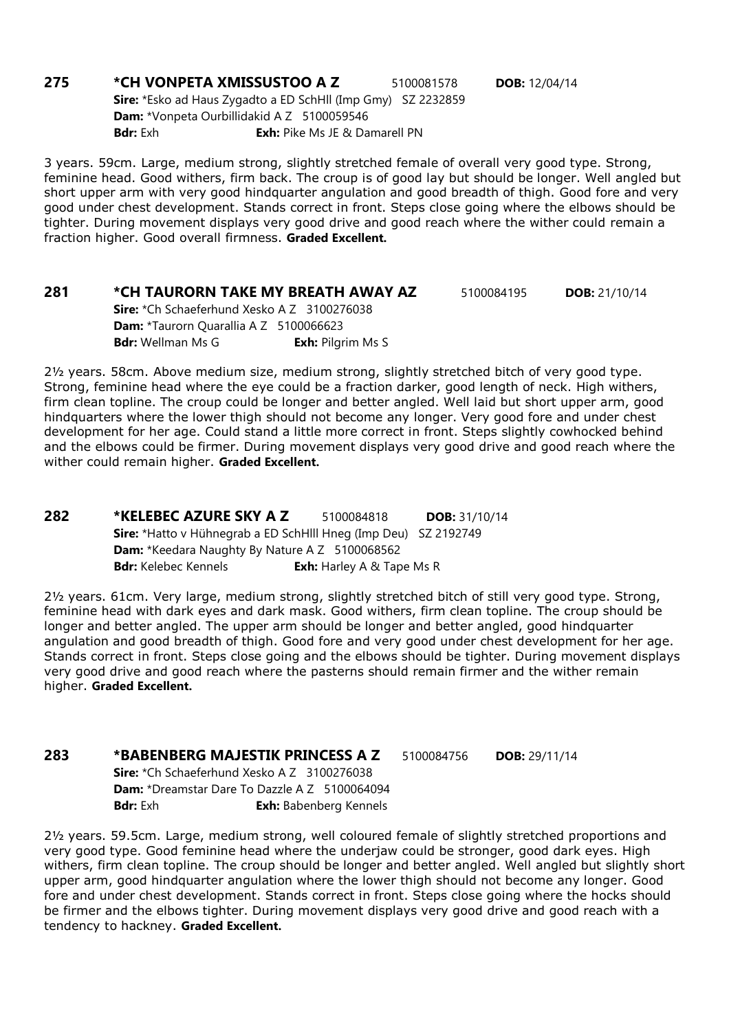**275 \*CH VONPETA XMISSUSTOO A Z** 5100081578 **DOB:** 12/04/14
**Sire:** \*Esko ad Haus Zygadto a ED SchHll (Imp Gmy) SZ 2232859
**Dam:** \*Vonpeta Ourbillidakid A Z 5100059546
**Bdr:** Exh **Exh:** Pike Ms JE & Damarell PN

3 years. 59cm. Large, medium strong, slightly stretched female of overall very good type. Strong, feminine head. Good withers, firm back. The croup is of good lay but should be longer. Well angled but short upper arm with very good hindquarter angulation and good breadth of thigh. Good fore and very good under chest development. Stands correct in front. Steps close going where the elbows should be tighter. During movement displays very good drive and good reach where the wither could remain a fraction higher. Good overall firmness. **Graded Excellent.**

**281 \*CH TAURORN TAKE MY BREATH AWAY AZ** 5100084195 **DOB:** 21/10/14
**Sire:** \*Ch Schaeferhund Xesko A Z 3100276038
**Dam:** \*Taurorn Quarallia A Z 5100066623
**Bdr:** Wellman Ms G **Exh:** Pilgrim Ms S

2½ years. 58cm. Above medium size, medium strong, slightly stretched bitch of very good type. Strong, feminine head where the eye could be a fraction darker, good length of neck. High withers, firm clean topline. The croup could be longer and better angled. Well laid but short upper arm, good hindquarters where the lower thigh should not become any longer. Very good fore and under chest development for her age. Could stand a little more correct in front. Steps slightly cowhocked behind and the elbows could be firmer. During movement displays very good drive and good reach where the wither could remain higher. **Graded Excellent.**

**282 \*KELEBEC AZURE SKY A Z** 5100084818 **DOB:** 31/10/14
**Sire:** \*Hatto v Hühnegrab a ED SchHlll Hneg (Imp Deu) SZ 2192749
**Dam:** \*Keedara Naughty By Nature A Z 5100068562
**Bdr:** Kelebec Kennels **Exh:** Harley A & Tape Ms R

2½ years. 61cm. Very large, medium strong, slightly stretched bitch of still very good type. Strong, feminine head with dark eyes and dark mask. Good withers, firm clean topline. The croup should be longer and better angled. The upper arm should be longer and better angled, good hindquarter angulation and good breadth of thigh. Good fore and very good under chest development for her age. Stands correct in front. Steps close going and the elbows should be tighter. During movement displays very good drive and good reach where the pasterns should remain firmer and the wither remain higher. **Graded Excellent.**

**283 \*BABENBERG MAJESTIK PRINCESS A Z** 5100084756 **DOB:** 29/11/14
**Sire:** \*Ch Schaeferhund Xesko A Z 3100276038
**Dam:** \*Dreamstar Dare To Dazzle A Z 5100064094
**Bdr:** Exh **Exh:** Babenberg Kennels

2½ years. 59.5cm. Large, medium strong, well coloured female of slightly stretched proportions and very good type. Good feminine head where the underjaw could be stronger, good dark eyes. High withers, firm clean topline. The croup should be longer and better angled. Well angled but slightly short upper arm, good hindquarter angulation where the lower thigh should not become any longer. Good fore and under chest development. Stands correct in front. Steps close going where the hocks should be firmer and the elbows tighter. During movement displays very good drive and good reach with a tendency to hackney. **Graded Excellent.**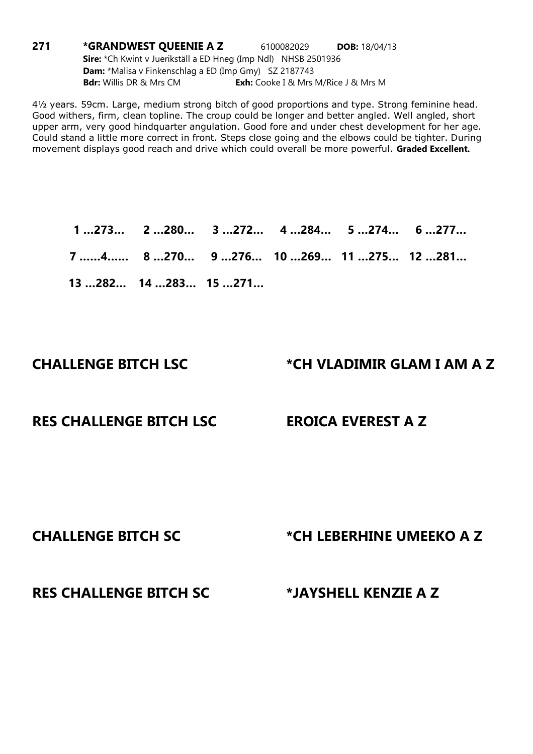**271** **\*GRANDWEST QUEENIE A Z** 6100082029 **DOB:** 18/04/13
**Sire:** \*Ch Kwint v Juerikställ a ED Hneg (Imp Ndl) NHSB 2501936
**Dam:** \*Malisa v Finkenschlag a ED (Imp Gmy) SZ 2187743
**Bdr:** Willis DR & Mrs CM **Exh:** Cooke I & Mrs M/Rice J & Mrs M

4½ years. 59cm. Large, medium strong bitch of good proportions and type. Strong feminine head. Good withers, firm, clean topline. The croup could be longer and better angled. Well angled, short upper arm, very good hindquarter angulation. Good fore and under chest development for her age. Could stand a little more correct in front. Steps close going and the elbows could be tighter. During movement displays good reach and drive which could overall be more powerful. **Graded Excellent.**

**1 ...273... 2 ...280... 3 ...272... 4 ...284... 5 ...274... 6 ...277...**
**7 ......4...... 8 ...270... 9 ...276... 10 ...269... 11 ...275... 12 ...281...**
**13 ...282... 14 ...283... 15 ...271...**

**CHALLENGE BITCH LSC** **\*CH VLADIMIR GLAM I AM A Z**

**RES CHALLENGE BITCH LSC** **EROICA EVEREST A Z**

**CHALLENGE BITCH SC** **\*CH LEBERHINE UMEEKO A Z**

**RES CHALLENGE BITCH SC** **\*JAYSHELL KENZIE A Z**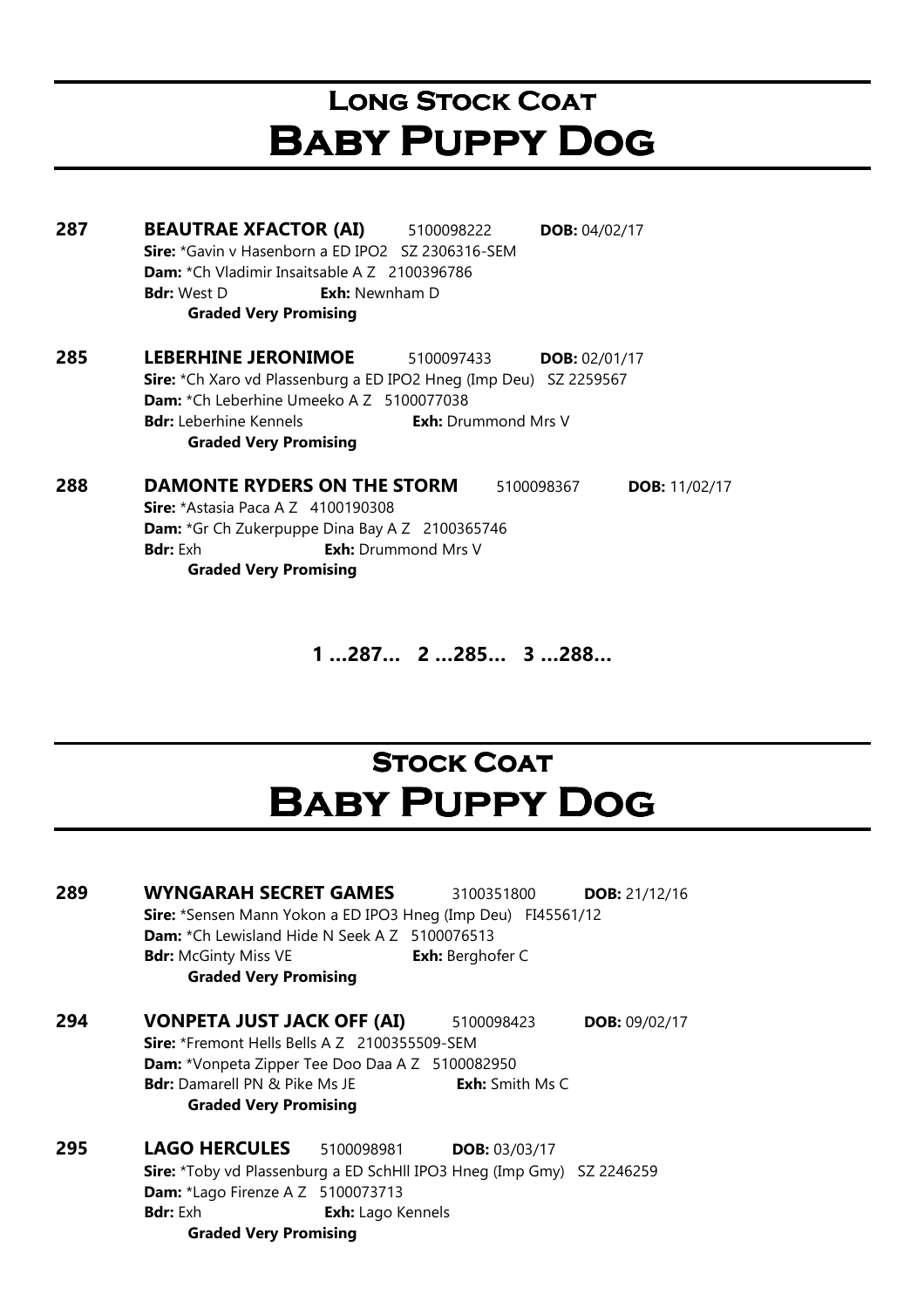# Long Stock Coat
# Baby Puppy Dog

**287** **BEAUTRAE XFACTOR (AI)** 5100098222 **DOB:** 04/02/17
**Sire:** *Gavin v Hasenborn a ED IPO2 SZ 2306316-SEM
**Dam:** *Ch Vladimir Insaitsable A Z 2100396786
**Bdr:** West D **Exh:** Newnham D
**Graded Very Promising**

**285** **LEBERHINE JERONIMOE** 5100097433 **DOB:** 02/01/17
**Sire:** *Ch Xaro vd Plassenburg a ED IPO2 Hneg (Imp Deu) SZ 2259567
**Dam:** *Ch Leberhine Umeeko A Z 5100077038
**Bdr:** Leberhine Kennels **Exh:** Drummond Mrs V
**Graded Very Promising**

**288** **DAMONTE RYDERS ON THE STORM** 5100098367 **DOB:** 11/02/17
**Sire:** *Astasia Paca A Z 4100190308
**Dam:** *Gr Ch Zukerpuppe Dina Bay A Z 2100365746
**Bdr:** Exh **Exh:** Drummond Mrs V
**Graded Very Promising**

**1 ...287... 2 ...285... 3 ...288...**

# Stock Coat
# Baby Puppy Dog

**289** **WYNGARAH SECRET GAMES** 3100351800 **DOB:** 21/12/16
**Sire:** *Sensen Mann Yokon a ED IPO3 Hneg (Imp Deu) FI45561/12
**Dam:** *Ch Lewisland Hide N Seek A Z 5100076513
**Bdr:** McGinty Miss VE **Exh:** Berghofer C
**Graded Very Promising**

**294** **VONPETA JUST JACK OFF (AI)** 5100098423 **DOB:** 09/02/17
**Sire:** *Fremont Hells Bells A Z 2100355509-SEM
**Dam:** *Vonpeta Zipper Tee Doo Daa A Z 5100082950
**Bdr:** Damarell PN & Pike Ms JE **Exh:** Smith Ms C
**Graded Very Promising**

**295** **LAGO HERCULES** 5100098981 **DOB:** 03/03/17
**Sire:** *Toby vd Plassenburg a ED SchHll IPO3 Hneg (Imp Gmy) SZ 2246259
**Dam:** *Lago Firenze A Z 5100073713
**Bdr:** Exh **Exh:** Lago Kennels
**Graded Very Promising**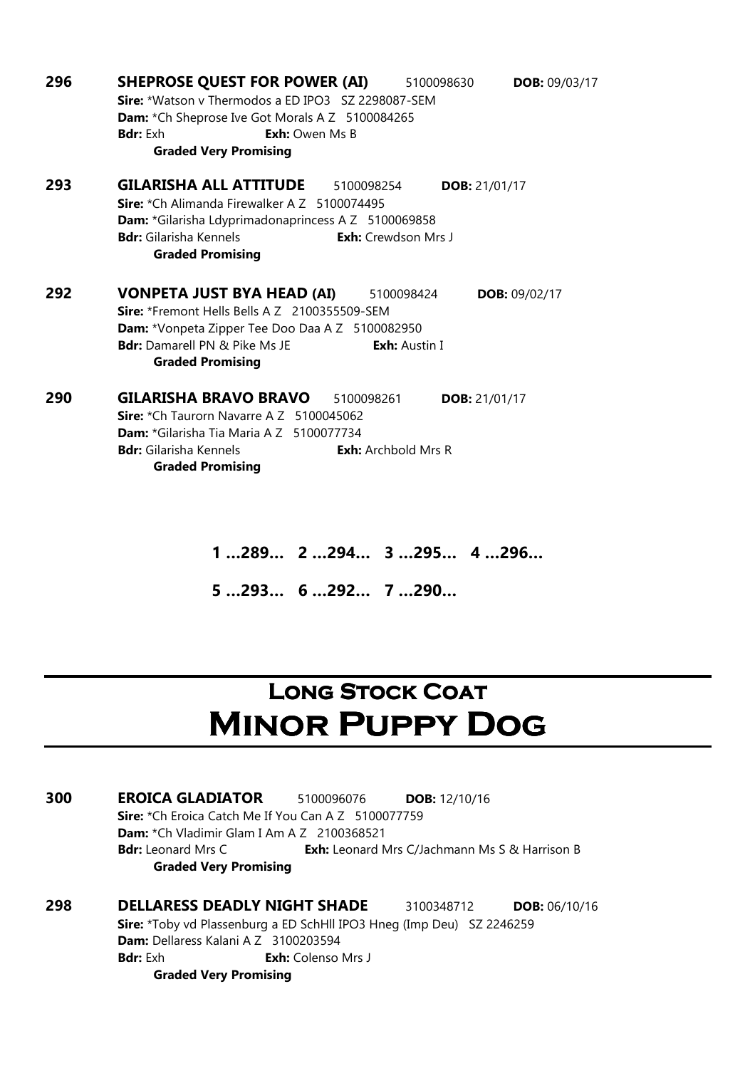**296** **SHEPROSE QUEST FOR POWER (AI)** 5100098630 **DOB:** 09/03/17
**Sire:** *Watson v Thermodos a ED IPO3 SZ 2298087-SEM
**Dam:** *Ch Sheprose Ive Got Morals A Z 5100084265
**Bdr:** Exh **Exh:** Owen Ms B
**Graded Very Promising**

**293** **GILARISHA ALL ATTITUDE** 5100098254 **DOB:** 21/01/17
**Sire:** *Ch Alimanda Firewalker A Z 5100074495
**Dam:** *Gilarisha Ldyprimadonaprincess A Z 5100069858
**Bdr:** Gilarisha Kennels **Exh:** Crewdson Mrs J
**Graded Promising**

**292** **VONPETA JUST BYA HEAD (AI)** 5100098424 **DOB:** 09/02/17
**Sire:** *Fremont Hells Bells A Z 2100355509-SEM
**Dam:** *Vonpeta Zipper Tee Doo Daa A Z 5100082950
**Bdr:** Damarell PN & Pike Ms JE **Exh:** Austin I
**Graded Promising**

**290** **GILARISHA BRAVO BRAVO** 5100098261 **DOB:** 21/01/17
**Sire:** *Ch Taurorn Navarre A Z 5100045062
**Dam:** *Gilarisha Tia Maria A Z 5100077734
**Bdr:** Gilarisha Kennels **Exh:** Archbold Mrs R
**Graded Promising**

**1 ...289... 2 ...294... 3 ...295... 4 ...296...**

**5 ...293... 6 ...292... 7 ...290...**

## Long Stock Coat
# Minor Puppy Dog

**300** **EROICA GLADIATOR** 5100096076 **DOB:** 12/10/16
**Sire:** *Ch Eroica Catch Me If You Can A Z 5100077759
**Dam:** *Ch Vladimir Glam I Am A Z 2100368521
**Bdr:** Leonard Mrs C **Exh:** Leonard Mrs C/Jachmann Ms S & Harrison B
**Graded Very Promising**

**298** **DELLARESS DEADLY NIGHT SHADE** 3100348712 **DOB:** 06/10/16
**Sire:** *Toby vd Plassenburg a ED SchHII IPO3 Hneg (Imp Deu) SZ 2246259
**Dam:** Dellaress Kalani A Z 3100203594
**Bdr:** Exh **Exh:** Colenso Mrs J
**Graded Very Promising**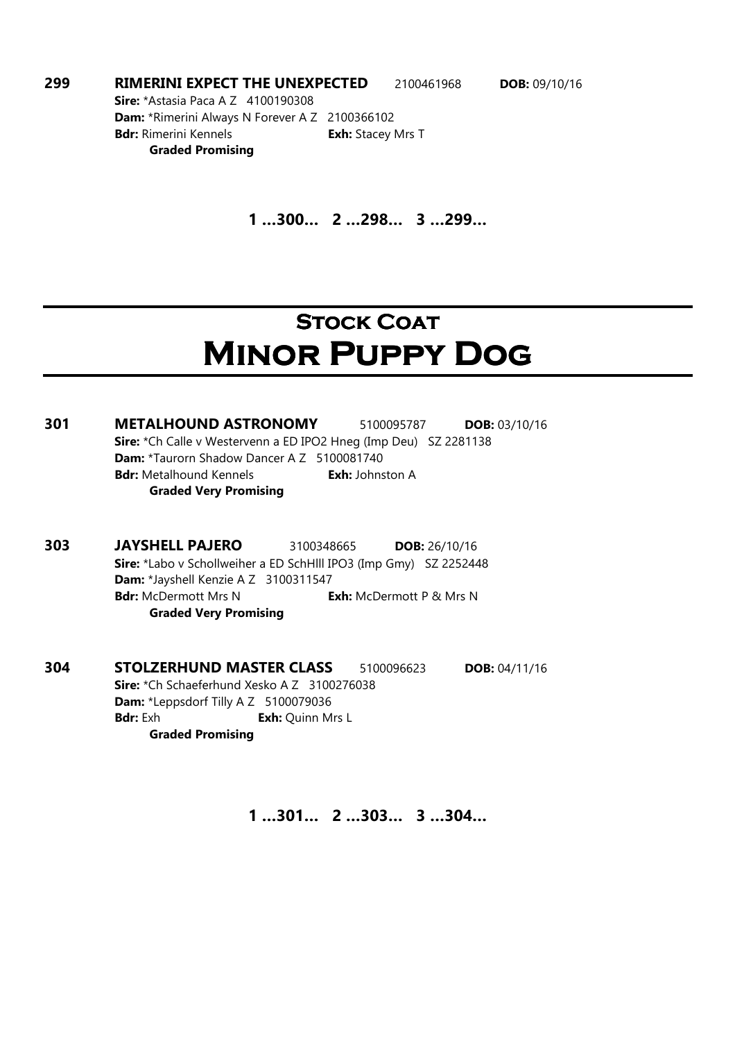**299** **RIMERINI EXPECT THE UNEXPECTED** 2100461968 **DOB:** 09/10/16
**Sire:** *Astasia Paca A Z 4100190308
**Dam:** *Rimerini Always N Forever A Z 2100366102
**Bdr:** Rimerini Kennels **Exh:** Stacey Mrs T
**Graded Promising**

**1 ...300... 2 ...298... 3 ...299...**

# Stock Coat
# Minor Puppy Dog

**301** **METALHOUND ASTRONOMY** 5100095787 **DOB:** 03/10/16
**Sire:** *Ch Calle v Westervenn a ED IPO2 Hneg (Imp Deu) SZ 2281138
**Dam:** *Taurorn Shadow Dancer A Z 5100081740
**Bdr:** Metalhound Kennels **Exh:** Johnston A
**Graded Very Promising**

**303** **JAYSHELL PAJERO** 3100348665 **DOB:** 26/10/16
**Sire:** *Labo v Schollweiher a ED SchHlll IPO3 (Imp Gmy) SZ 2252448
**Dam:** *Jayshell Kenzie A Z 3100311547
**Bdr:** McDermott Mrs N **Exh:** McDermott P & Mrs N
**Graded Very Promising**

**304** **STOLZERHUND MASTER CLASS** 5100096623 **DOB:** 04/11/16
**Sire:** *Ch Schaeferhund Xesko A Z 3100276038
**Dam:** *Leppsdorf Tilly A Z 5100079036
**Bdr:** Exh **Exh:** Quinn Mrs L
**Graded Promising**

**1 ...301... 2 ...303... 3 ...304...**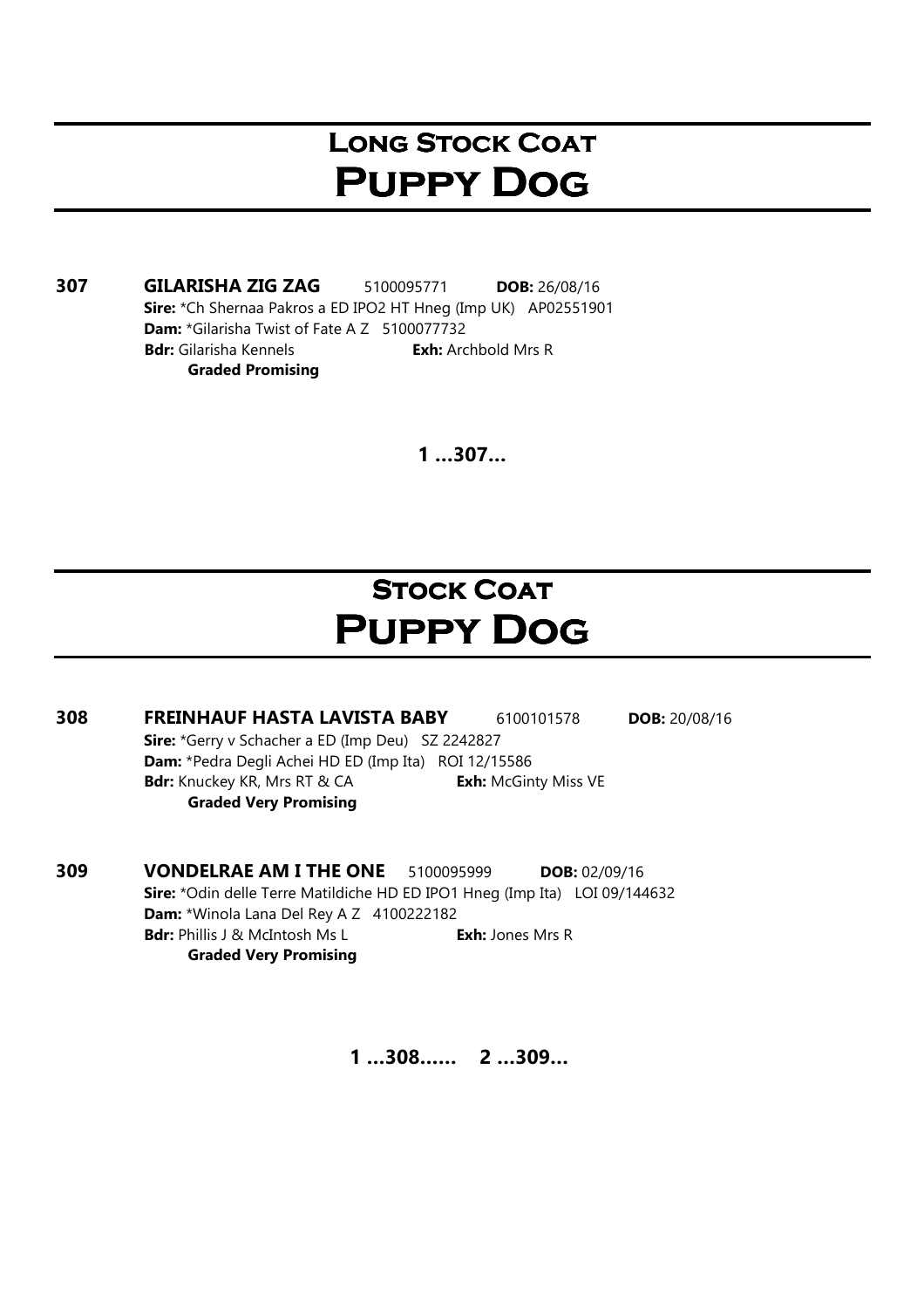# Long Stock Coat
## Puppy Dog

**307** **GILARISHA ZIG ZAG** 5100095771 **DOB:** 26/08/16
**Sire:** *Ch Shernaa Pakros a ED IPO2 HT Hneg (Imp UK) AP02551901
**Dam:** *Gilarisha Twist of Fate A Z 5100077732
**Bdr:** Gilarisha Kennels **Exh:** Archbold Mrs R
**Graded Promising**

**1 ...307...**

# Stock Coat
## Puppy Dog

**308** **FREINHAUF HASTA LAVISTA BABY** 6100101578 **DOB:** 20/08/16
**Sire:** *Gerry v Schacher a ED (Imp Deu) SZ 2242827
**Dam:** *Pedra Degli Achei HD ED (Imp Ita) ROI 12/15586
**Bdr:** Knuckey KR, Mrs RT & CA **Exh:** McGinty Miss VE
**Graded Very Promising**

**309** **VONDELRAE AM I THE ONE** 5100095999 **DOB:** 02/09/16
**Sire:** *Odin delle Terre Matildiche HD ED IPO1 Hneg (Imp Ita) LOI 09/144632
**Dam:** *Winola Lana Del Rey A Z 4100222182
**Bdr:** Phillis J & McIntosh Ms L **Exh:** Jones Mrs R
**Graded Very Promising**

**1 ...308...... 2 ...309...**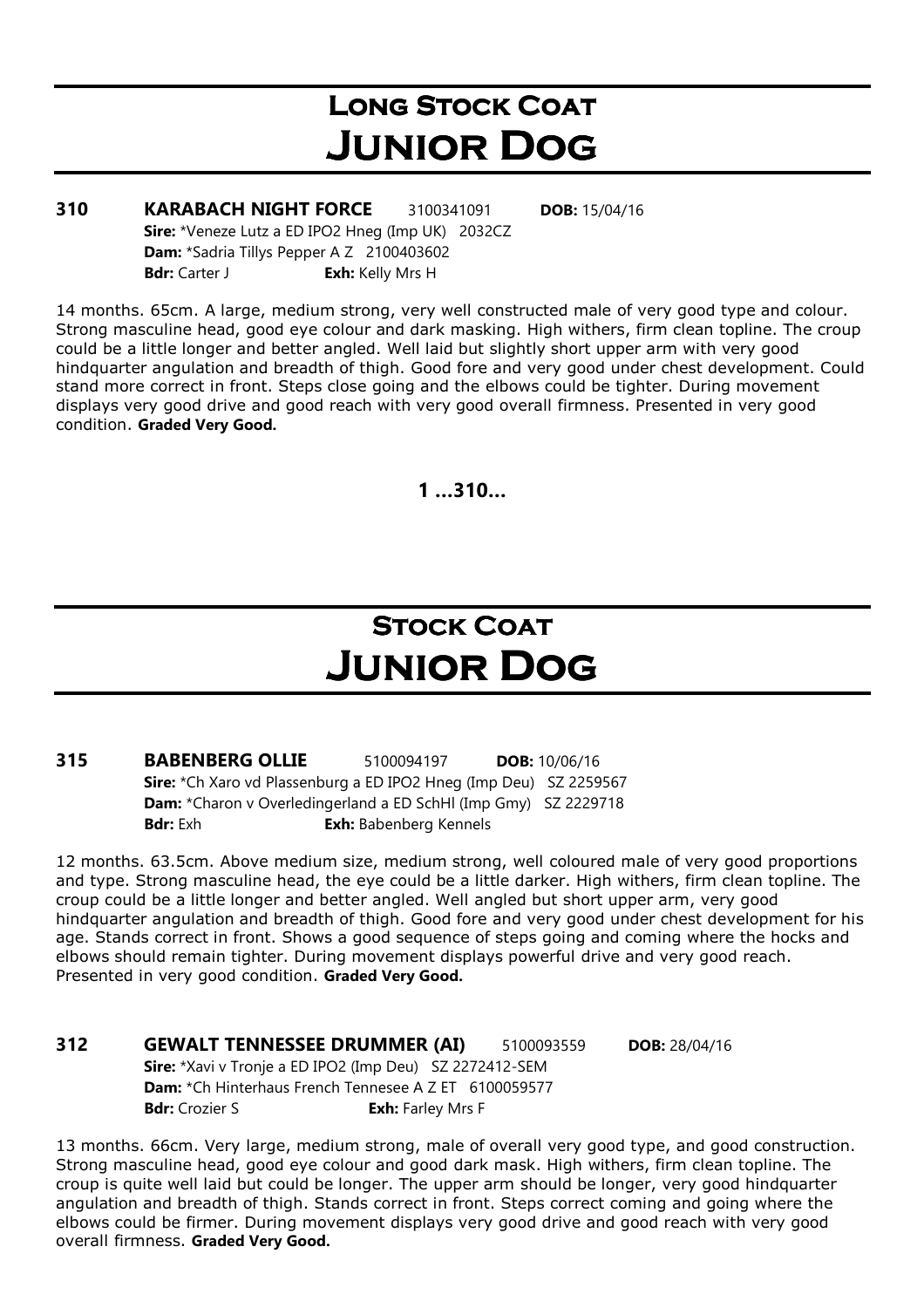# Long Stock Coat
# Junior Dog

**310 KARABACH NIGHT FORCE** 3100341091 **DOB:** 15/04/16
**Sire:** *Veneze Lutz a ED IPO2 Hneg (Imp UK) 2032CZ
**Dam:** *Sadria Tillys Pepper A Z 2100403602
**Bdr:** Carter J **Exh:** Kelly Mrs H

14 months. 65cm. A large, medium strong, very well constructed male of very good type and colour. Strong masculine head, good eye colour and dark masking. High withers, firm clean topline. The croup could be a little longer and better angled. Well laid but slightly short upper arm with very good hindquarter angulation and breadth of thigh. Good fore and very good under chest development. Could stand more correct in front. Steps close going and the elbows could be tighter. During movement displays very good drive and good reach with very good overall firmness. Presented in very good condition. **Graded Very Good.**

**1 ...310...**

# Stock Coat
# Junior Dog

**315 BABENBERG OLLIE** 5100094197 **DOB:** 10/06/16
**Sire:** *Ch Xaro vd Plassenburg a ED IPO2 Hneg (Imp Deu) SZ 2259567
**Dam:** *Charon v Overledingerland a ED SchHl (Imp Gmy) SZ 2229718
**Bdr:** Exh **Exh:** Babenberg Kennels

12 months. 63.5cm. Above medium size, medium strong, well coloured male of very good proportions and type. Strong masculine head, the eye could be a little darker. High withers, firm clean topline. The croup could be a little longer and better angled. Well angled but short upper arm, very good hindquarter angulation and breadth of thigh. Good fore and very good under chest development for his age. Stands correct in front. Shows a good sequence of steps going and coming where the hocks and elbows should remain tighter. During movement displays powerful drive and very good reach. Presented in very good condition. **Graded Very Good.**

**312 GEWALT TENNESSEE DRUMMER (AI)** 5100093559 **DOB:** 28/04/16
**Sire:** *Xavi v Tronje a ED IPO2 (Imp Deu) SZ 2272412-SEM
**Dam:** *Ch Hinterhaus French Tennesee A Z ET 6100059577
**Bdr:** Crozier S **Exh:** Farley Mrs F

13 months. 66cm. Very large, medium strong, male of overall very good type, and good construction. Strong masculine head, good eye colour and good dark mask. High withers, firm clean topline. The croup is quite well laid but could be longer. The upper arm should be longer, very good hindquarter angulation and breadth of thigh. Stands correct in front. Steps correct coming and going where the elbows could be firmer. During movement displays very good drive and good reach with very good overall firmness. **Graded Very Good.**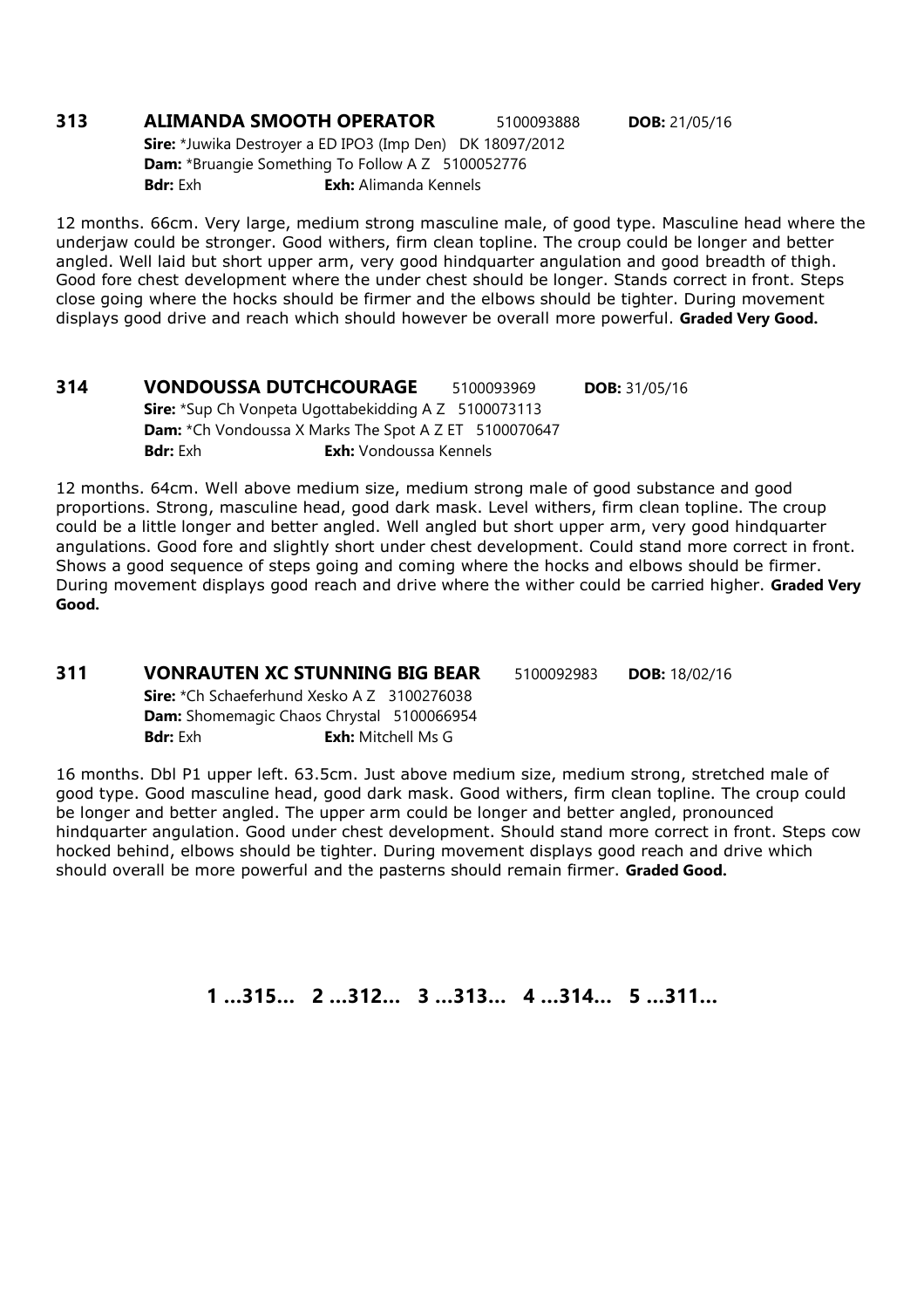**313 ALIMANDA SMOOTH OPERATOR** 5100093888 **DOB:** 21/05/16
**Sire:** *Juwika Destroyer a ED IPO3 (Imp Den) DK 18097/2012
**Dam:** *Bruangie Something To Follow A Z 5100052776
**Bdr:** Exh **Exh:** Alimanda Kennels

12 months. 66cm. Very large, medium strong masculine male, of good type. Masculine head where the underjaw could be stronger. Good withers, firm clean topline. The croup could be longer and better angled. Well laid but short upper arm, very good hindquarter angulation and good breadth of thigh. Good fore chest development where the under chest should be longer. Stands correct in front. Steps close going where the hocks should be firmer and the elbows should be tighter. During movement displays good drive and reach which should however be overall more powerful. **Graded Very Good.**

**314 VONDOUSSA DUTCHCOURAGE** 5100093969 **DOB:** 31/05/16
**Sire:** *Sup Ch Vonpeta Ugottabekidding A Z 5100073113
**Dam:** *Ch Vondoussa X Marks The Spot A Z ET 5100070647
**Bdr:** Exh **Exh:** Vondoussa Kennels

12 months. 64cm. Well above medium size, medium strong male of good substance and good proportions. Strong, masculine head, good dark mask. Level withers, firm clean topline. The croup could be a little longer and better angled. Well angled but short upper arm, very good hindquarter angulations. Good fore and slightly short under chest development. Could stand more correct in front. Shows a good sequence of steps going and coming where the hocks and elbows should be firmer. During movement displays good reach and drive where the wither could be carried higher. **Graded Very Good.**

**311 VONRAUTEN XC STUNNING BIG BEAR** 5100092983 **DOB:** 18/02/16
**Sire:** *Ch Schaeferhund Xesko A Z 3100276038
**Dam:** Shomemagic Chaos Chrystal 5100066954
**Bdr:** Exh **Exh:** Mitchell Ms G

16 months. Dbl P1 upper left. 63.5cm. Just above medium size, medium strong, stretched male of good type. Good masculine head, good dark mask. Good withers, firm clean topline. The croup could be longer and better angled. The upper arm could be longer and better angled, pronounced hindquarter angulation. Good under chest development. Should stand more correct in front. Steps cow hocked behind, elbows should be tighter. During movement displays good reach and drive which should overall be more powerful and the pasterns should remain firmer. **Graded Good.**

**1 ...315... 2 ...312... 3 ...313... 4 ...314... 5 ...311...**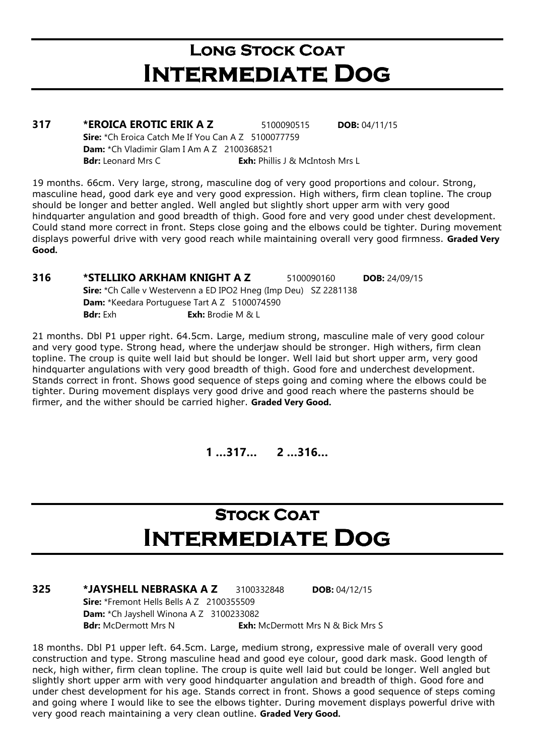# Long Stock Coat
# Intermediate Dog

**317 \*EROICA EROTIC ERIK A Z** 5100090515 **DOB:** 04/11/15
**Sire:** \*Ch Eroica Catch Me If You Can A Z 5100077759
**Dam:** \*Ch Vladimir Glam I Am A Z 2100368521
**Bdr:** Leonard Mrs C **Exh:** Phillis J & McIntosh Mrs L

19 months. 66cm. Very large, strong, masculine dog of very good proportions and colour. Strong, masculine head, good dark eye and very good expression. High withers, firm clean topline. The croup should be longer and better angled. Well angled but slightly short upper arm with very good hindquarter angulation and good breadth of thigh. Good fore and very good under chest development. Could stand more correct in front. Steps close going and the elbows could be tighter. During movement displays powerful drive with very good reach while maintaining overall very good firmness. **Graded Very Good.**

**316 \*STELLIKO ARKHAM KNIGHT A Z** 5100090160 **DOB:** 24/09/15
**Sire:** \*Ch Calle v Westervenn a ED IPO2 Hneg (Imp Deu) SZ 2281138
**Dam:** \*Keedara Portuguese Tart A Z 5100074590
**Bdr:** Exh **Exh:** Brodie M & L

21 months. Dbl P1 upper right. 64.5cm. Large, medium strong, masculine male of very good colour and very good type. Strong head, where the underjaw should be stronger. High withers, firm clean topline. The croup is quite well laid but should be longer. Well laid but short upper arm, very good hindquarter angulations with very good breadth of thigh. Good fore and underchest development. Stands correct in front. Shows good sequence of steps going and coming where the elbows could be tighter. During movement displays very good drive and good reach where the pasterns should be firmer, and the wither should be carried higher. **Graded Very Good.**

**1 ...317... 2 ...316...**

# Stock Coat
# Intermediate Dog

**325 \*JAYSHELL NEBRASKA A Z** 3100332848 **DOB:** 04/12/15
**Sire:** \*Fremont Hells Bells A Z 2100355509
**Dam:** \*Ch Jayshell Winona A Z 3100233082
**Bdr:** McDermott Mrs N **Exh:** McDermott Mrs N & Bick Mrs S

18 months. Dbl P1 upper left. 64.5cm. Large, medium strong, expressive male of overall very good construction and type. Strong masculine head and good eye colour, good dark mask. Good length of neck, high wither, firm clean topline. The croup is quite well laid but could be longer. Well angled but slightly short upper arm with very good hindquarter angulation and breadth of thigh. Good fore and under chest development for his age. Stands correct in front. Shows a good sequence of steps coming and going where I would like to see the elbows tighter. During movement displays powerful drive with very good reach maintaining a very clean outline. **Graded Very Good.**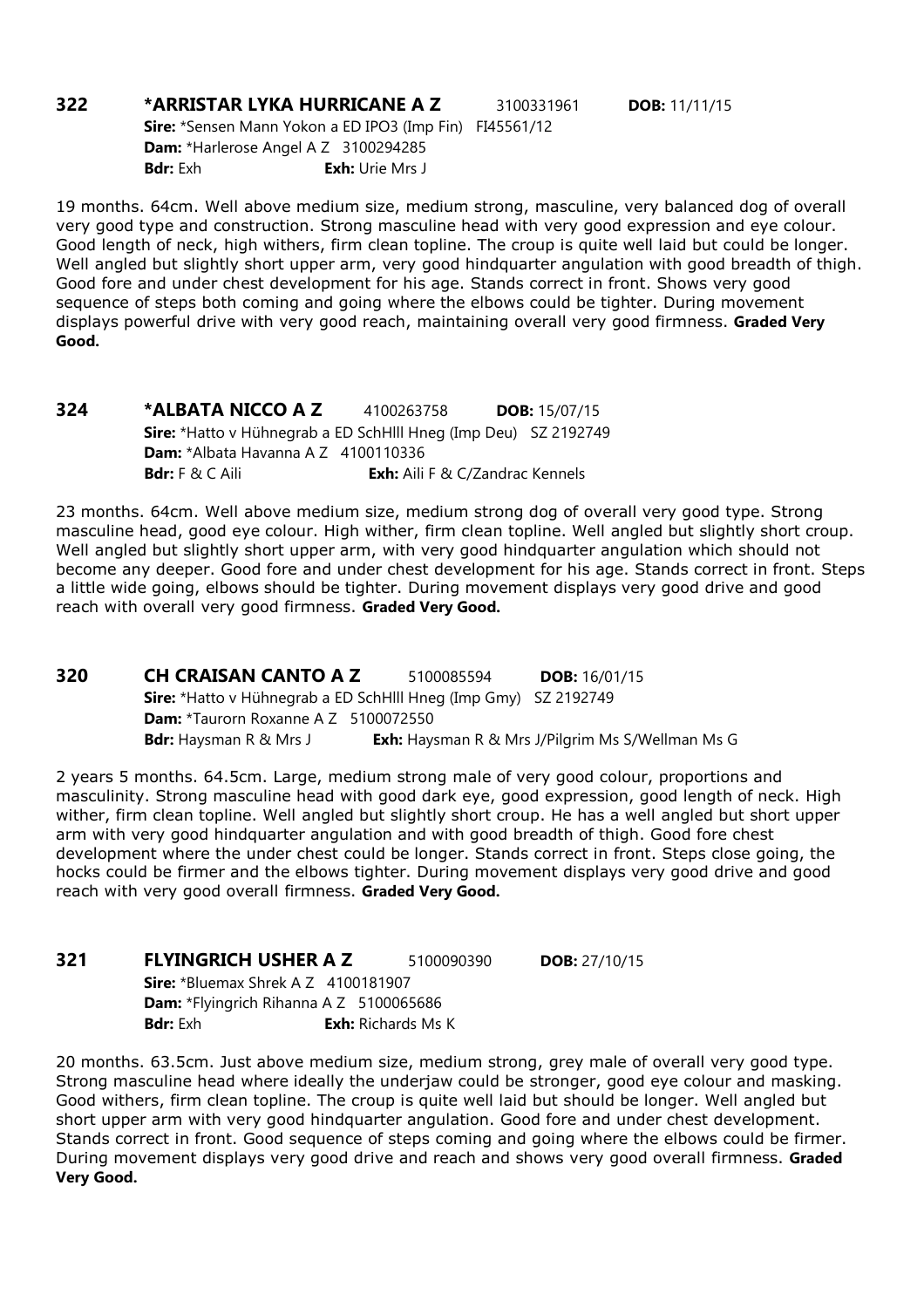**322 *ARRISTAR LYKA HURRICANE A Z** 3100331961 **DOB:** 11/11/15
**Sire:** *Sensen Mann Yokon a ED IPO3 (Imp Fin) FI45561/12
**Dam:** *Harlerose Angel A Z 3100294285
**Bdr:** Exh **Exh:** Urie Mrs J

19 months. 64cm. Well above medium size, medium strong, masculine, very balanced dog of overall very good type and construction. Strong masculine head with very good expression and eye colour. Good length of neck, high withers, firm clean topline. The croup is quite well laid but could be longer. Well angled but slightly short upper arm, very good hindquarter angulation with good breadth of thigh. Good fore and under chest development for his age. Stands correct in front. Shows very good sequence of steps both coming and going where the elbows could be tighter. During movement displays powerful drive with very good reach, maintaining overall very good firmness. **Graded Very Good.**

**324 *ALBATA NICCO A Z** 4100263758 **DOB:** 15/07/15
**Sire:** *Hatto v Hühnegrab a ED SchHlll Hneg (Imp Deu) SZ 2192749
**Dam:** *Albata Havanna A Z 4100110336
**Bdr:** F & C Aili **Exh:** Aili F & C/Zandrac Kennels

23 months. 64cm. Well above medium size, medium strong dog of overall very good type. Strong masculine head, good eye colour. High wither, firm clean topline. Well angled but slightly short croup. Well angled but slightly short upper arm, with very good hindquarter angulation which should not become any deeper. Good fore and under chest development for his age. Stands correct in front. Steps a little wide going, elbows should be tighter. During movement displays very good drive and good reach with overall very good firmness. **Graded Very Good.**

**320 CH CRAISAN CANTO A Z** 5100085594 **DOB:** 16/01/15
**Sire:** *Hatto v Hühnegrab a ED SchHlll Hneg (Imp Gmy) SZ 2192749
**Dam:** *Taurorn Roxanne A Z 5100072550
**Bdr:** Haysman R & Mrs J **Exh:** Haysman R & Mrs J/Pilgrim Ms S/Wellman Ms G

2 years 5 months. 64.5cm. Large, medium strong male of very good colour, proportions and masculinity. Strong masculine head with good dark eye, good expression, good length of neck. High wither, firm clean topline. Well angled but slightly short croup. He has a well angled but short upper arm with very good hindquarter angulation and with good breadth of thigh. Good fore chest development where the under chest could be longer. Stands correct in front. Steps close going, the hocks could be firmer and the elbows tighter. During movement displays very good drive and good reach with very good overall firmness. **Graded Very Good.**

**321 FLYINGRICH USHER A Z** 5100090390 **DOB:** 27/10/15
**Sire:** *Bluemax Shrek A Z 4100181907
**Dam:** *Flyingrich Rihanna A Z 5100065686
**Bdr:** Exh **Exh:** Richards Ms K

20 months. 63.5cm. Just above medium size, medium strong, grey male of overall very good type. Strong masculine head where ideally the underjaw could be stronger, good eye colour and masking. Good withers, firm clean topline. The croup is quite well laid but should be longer. Well angled but short upper arm with very good hindquarter angulation. Good fore and under chest development. Stands correct in front. Good sequence of steps coming and going where the elbows could be firmer. During movement displays very good drive and reach and shows very good overall firmness. **Graded Very Good.**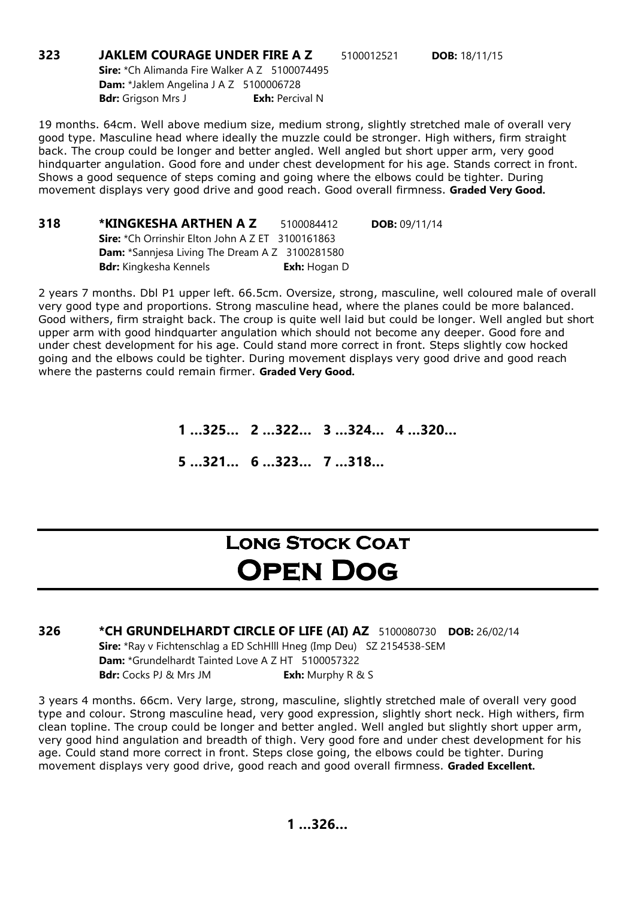**323 JAKLEM COURAGE UNDER FIRE A Z** 5100012521 **DOB:** 18/11/15
**Sire:** *Ch Alimanda Fire Walker A Z 5100074495
**Dam:** *Jaklem Angelina J A Z 5100006728
**Bdr:** Grigson Mrs J **Exh:** Percival N

19 months. 64cm. Well above medium size, medium strong, slightly stretched male of overall very good type. Masculine head where ideally the muzzle could be stronger. High withers, firm straight back. The croup could be longer and better angled. Well angled but short upper arm, very good hindquarter angulation. Good fore and under chest development for his age. Stands correct in front. Shows a good sequence of steps coming and going where the elbows could be tighter. During movement displays very good drive and good reach. Good overall firmness. **Graded Very Good.**

**318 *KINGKESHA ARTHEN A Z** 5100084412 **DOB:** 09/11/14
**Sire:** *Ch Orrinshir Elton John A Z ET 3100161863
**Dam:** *Sannjesa Living The Dream A Z 3100281580
**Bdr:** Kingkesha Kennels **Exh:** Hogan D

2 years 7 months. Dbl P1 upper left. 66.5cm. Oversize, strong, masculine, well coloured male of overall very good type and proportions. Strong masculine head, where the planes could be more balanced. Good withers, firm straight back. The croup is quite well laid but could be longer. Well angled but short upper arm with good hindquarter angulation which should not become any deeper. Good fore and under chest development for his age. Could stand more correct in front. Steps slightly cow hocked going and the elbows could be tighter. During movement displays very good drive and good reach where the pasterns could remain firmer. **Graded Very Good.**

**1 ...325... 2 ...322... 3 ...324... 4 ...320...**

**5 ...321... 6 ...323... 7 ...318...**

# Long Stock Coat
# Open Dog

**326 *CH GRUNDELHARDT CIRCLE OF LIFE (AI) AZ** 5100080730 **DOB:** 26/02/14
**Sire:** *Ray v Fichtenschlag a ED SchHlll Hneg (Imp Deu) SZ 2154538-SEM
**Dam:** *Grundelhardt Tainted Love A Z HT 5100057322
**Bdr:** Cocks PJ & Mrs JM **Exh:** Murphy R & S

3 years 4 months. 66cm. Very large, strong, masculine, slightly stretched male of overall very good type and colour. Strong masculine head, very good expression, slightly short neck. High withers, firm clean topline. The croup could be longer and better angled. Well angled but slightly short upper arm, very good hind angulation and breadth of thigh. Very good fore and under chest development for his age. Could stand more correct in front. Steps close going, the elbows could be tighter. During movement displays very good drive, good reach and good overall firmness. **Graded Excellent.**

**1 ...326...**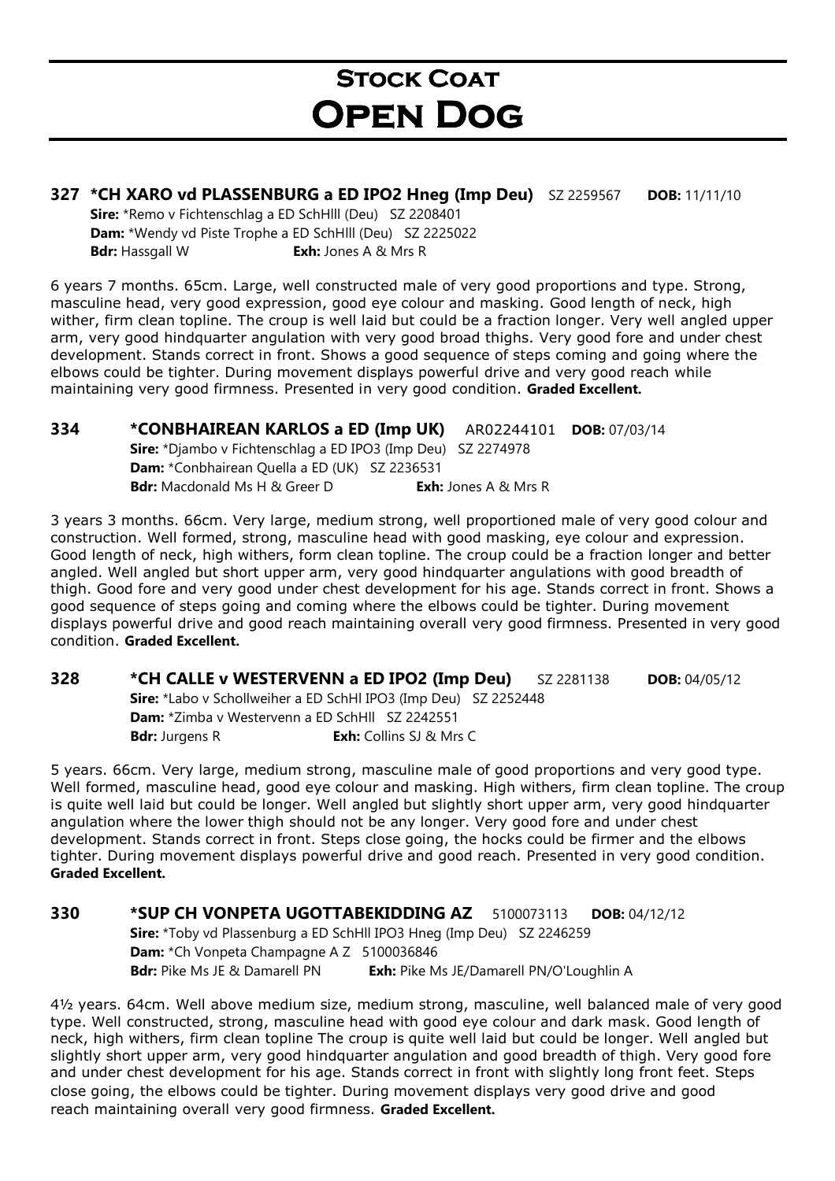# Stock Coat
# Open Dog

**327 *CH XARO vd PLASSENBURG a ED IPO2 Hneg (Imp Deu)** SZ 2259567 **DOB:** 11/11/10
**Sire:** *Remo v Fichtenschlag a ED SchHlll (Deu) SZ 2208401
**Dam:** *Wendy vd Piste Trophe a ED SchHlll (Deu) SZ 2225022
**Bdr:** Hassgall W **Exh:** Jones A & Mrs R

6 years 7 months. 65cm. Large, well constructed male of very good proportions and type. Strong, masculine head, very good expression, good eye colour and masking. Good length of neck, high wither, firm clean topline. The croup is well laid but could be a fraction longer. Very well angled upper arm, very good hindquarter angulation with very good broad thighs. Very good fore and under chest development. Stands correct in front. Shows a good sequence of steps coming and going where the elbows could be tighter. During movement displays powerful drive and very good reach while maintaining very good firmness. Presented in very good condition. **Graded Excellent.**

**334 *CONBHAIREAN KARLOS a ED (Imp UK)** AR02244101 **DOB:** 07/03/14
**Sire:** *Djambo v Fichtenschlag a ED IPO3 (Imp Deu) SZ 2274978
**Dam:** *Conbhairean Quella a ED (UK) SZ 2236531
**Bdr:** Macdonald Ms H & Greer D **Exh:** Jones A & Mrs R

3 years 3 months. 66cm. Very large, medium strong, well proportioned male of very good colour and construction. Well formed, strong, masculine head with good masking, eye colour and expression. Good length of neck, high withers, form clean topline. The croup could be a fraction longer and better angled. Well angled but short upper arm, very good hindquarter angulations with good breadth of thigh. Good fore and very good under chest development for his age. Stands correct in front. Shows a good sequence of steps going and coming where the elbows could be tighter. During movement displays powerful drive and good reach maintaining overall very good firmness. Presented in very good condition. **Graded Excellent.**

**328 *CH CALLE v WESTERVENN a ED IPO2 (Imp Deu)** SZ 2281138 **DOB:** 04/05/12
**Sire:** *Labo v Schollweiher a ED SchHl IPO3 (Imp Deu) SZ 2252448
**Dam:** *Zimba v Westervenn a ED SchHll SZ 2242551
**Bdr:** Jurgens R **Exh:** Collins SJ & Mrs C

5 years. 66cm. Very large, medium strong, masculine male of good proportions and very good type. Well formed, masculine head, good eye colour and masking. High withers, firm clean topline. The croup is quite well laid but could be longer. Well angled but slightly short upper arm, very good hindquarter angulation where the lower thigh should not be any longer. Very good fore and under chest development. Stands correct in front. Steps close going, the hocks could be firmer and the elbows tighter. During movement displays powerful drive and good reach. Presented in very good condition. **Graded Excellent.**

**330 *SUP CH VONPETA UGOTTABEKIDDING AZ** 5100073113 **DOB:** 04/12/12
**Sire:** *Toby vd Plassenburg a ED SchHll IPO3 Hneg (Imp Deu) SZ 2246259
**Dam:** *Ch Vonpeta Champagne A Z 5100036846
**Bdr:** Pike Ms JE & Damarell PN **Exh:** Pike Ms JE/Damarell PN/O'Loughlin A

4½ years. 64cm. Well above medium size, medium strong, masculine, well balanced male of very good type. Well constructed, strong, masculine head with good eye colour and dark mask. Good length of neck, high withers, firm clean topline The croup is quite well laid but could be longer. Well angled but slightly short upper arm, very good hindquarter angulation and good breadth of thigh. Very good fore and under chest development for his age. Stands correct in front with slightly long front feet. Steps close going, the elbows could be tighter. During movement displays very good drive and good reach maintaining overall very good firmness. **Graded Excellent.**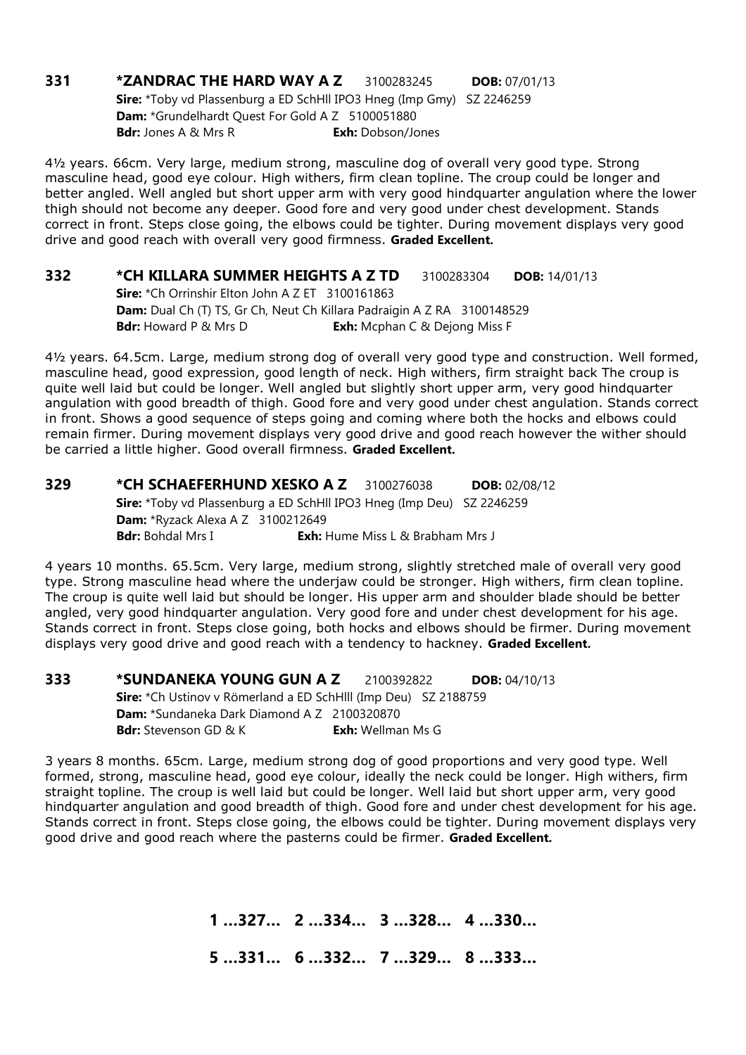**331** **\*ZANDRAC THE HARD WAY A Z** 3100283245 **DOB:** 07/01/13
**Sire:** \*Toby vd Plassenburg a ED SchHll IPO3 Hneg (Imp Gmy) SZ 2246259
**Dam:** \*Grundelhardt Quest For Gold A Z 5100051880
**Bdr:** Jones A & Mrs R **Exh:** Dobson/Jones

4½ years. 66cm. Very large, medium strong, masculine dog of overall very good type. Strong masculine head, good eye colour. High withers, firm clean topline. The croup could be longer and better angled. Well angled but short upper arm with very good hindquarter angulation where the lower thigh should not become any deeper. Good fore and very good under chest development. Stands correct in front. Steps close going, the elbows could be tighter. During movement displays very good drive and good reach with overall very good firmness. **Graded Excellent.**

**332** **\*CH KILLARA SUMMER HEIGHTS A Z TD** 3100283304 **DOB:** 14/01/13
**Sire:** \*Ch Orrinshir Elton John A Z ET 3100161863
**Dam:** Dual Ch (T) TS, Gr Ch, Neut Ch Killara Padraigin A Z RA 3100148529
**Bdr:** Howard P & Mrs D **Exh:** Mcphan C & Dejong Miss F

4½ years. 64.5cm. Large, medium strong dog of overall very good type and construction. Well formed, masculine head, good expression, good length of neck. High withers, firm straight back The croup is quite well laid but could be longer. Well angled but slightly short upper arm, very good hindquarter angulation with good breadth of thigh. Good fore and very good under chest angulation. Stands correct in front. Shows a good sequence of steps going and coming where both the hocks and elbows could remain firmer. During movement displays very good drive and good reach however the wither should be carried a little higher. Good overall firmness. **Graded Excellent.**

**329** **\*CH SCHAEFERHUND XESKO A Z** 3100276038 **DOB:** 02/08/12
**Sire:** \*Toby vd Plassenburg a ED SchHll IPO3 Hneg (Imp Deu) SZ 2246259
**Dam:** \*Ryzack Alexa A Z 3100212649
**Bdr:** Bohdal Mrs I **Exh:** Hume Miss L & Brabham Mrs J

4 years 10 months. 65.5cm. Very large, medium strong, slightly stretched male of overall very good type. Strong masculine head where the underjaw could be stronger. High withers, firm clean topline. The croup is quite well laid but should be longer. His upper arm and shoulder blade should be better angled, very good hindquarter angulation. Very good fore and under chest development for his age. Stands correct in front. Steps close going, both hocks and elbows should be firmer. During movement displays very good drive and good reach with a tendency to hackney. **Graded Excellent.**

**333** **\*SUNDANEKA YOUNG GUN A Z** 2100392822 **DOB:** 04/10/13
**Sire:** \*Ch Ustinov v Römerland a ED SchHlll (Imp Deu) SZ 2188759
**Dam:** \*Sundaneka Dark Diamond A Z 2100320870
**Bdr:** Stevenson GD & K **Exh:** Wellman Ms G

3 years 8 months. 65cm. Large, medium strong dog of good proportions and very good type. Well formed, strong, masculine head, good eye colour, ideally the neck could be longer. High withers, firm straight topline. The croup is well laid but could be longer. Well laid but short upper arm, very good hindquarter angulation and good breadth of thigh. Good fore and under chest development for his age. Stands correct in front. Steps close going, the elbows could be tighter. During movement displays very good drive and good reach where the pasterns could be firmer. **Graded Excellent.**

**1 ...327... 2 ...334... 3 ...328... 4 ...330...**

**5 ...331... 6 ...332... 7 ...329... 8 ...333...**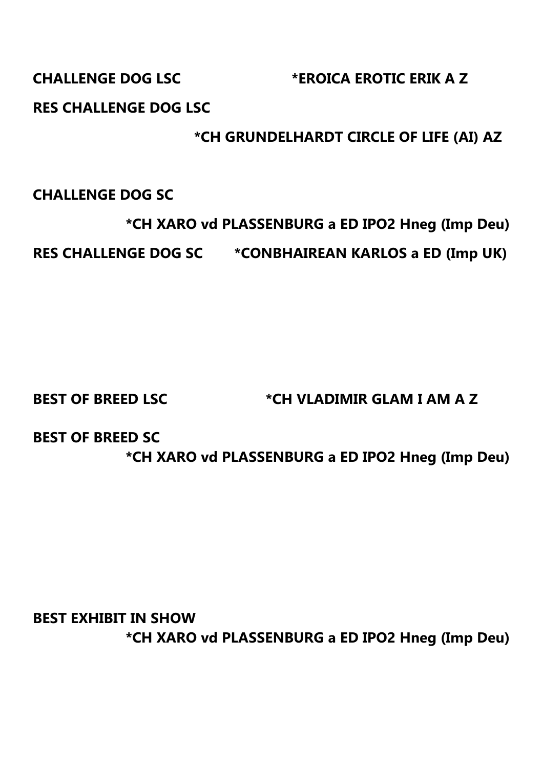**CHALLENGE DOG LSC** **\*EROICA EROTIC ERIK A Z**

**RES CHALLENGE DOG LSC** **\*CH GRUNDELHARDT CIRCLE OF LIFE (AI) AZ**

**CHALLENGE DOG SC** **\*CH XARO vd PLASSENBURG a ED IPO2 Hneg (Imp Deu)**

**RES CHALLENGE DOG SC** **\*CONBHAIREAN KARLOS a ED (Imp UK)**

**BEST OF BREED LSC** **\*CH VLADIMIR GLAM I AM A Z**

**BEST OF BREED SC** **\*CH XARO vd PLASSENBURG a ED IPO2 Hneg (Imp Deu)**

**BEST EXHIBIT IN SHOW** **\*CH XARO vd PLASSENBURG a ED IPO2 Hneg (Imp Deu)**